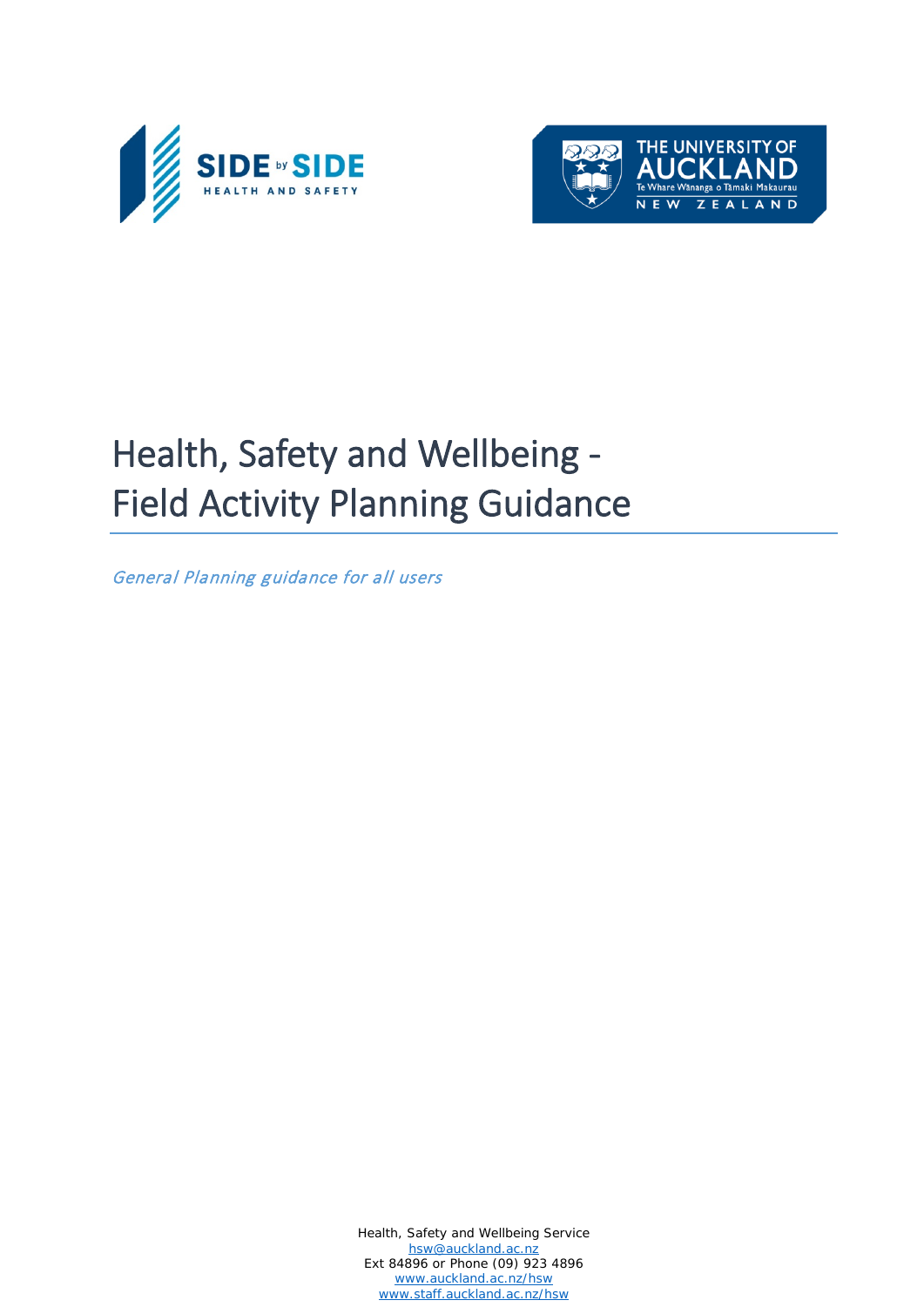# Health, Safety and Wellbeing - Field Activity Planning Guidance

*General Planning guidance for all users*

Health, Safety and Wellbeing Service
hsw@auckland.ac.nz
Ext 84896 or Phone (09) 923 4896
www.auckland.ac.nz/hsw
www.staff.auckland.ac.nz/hsw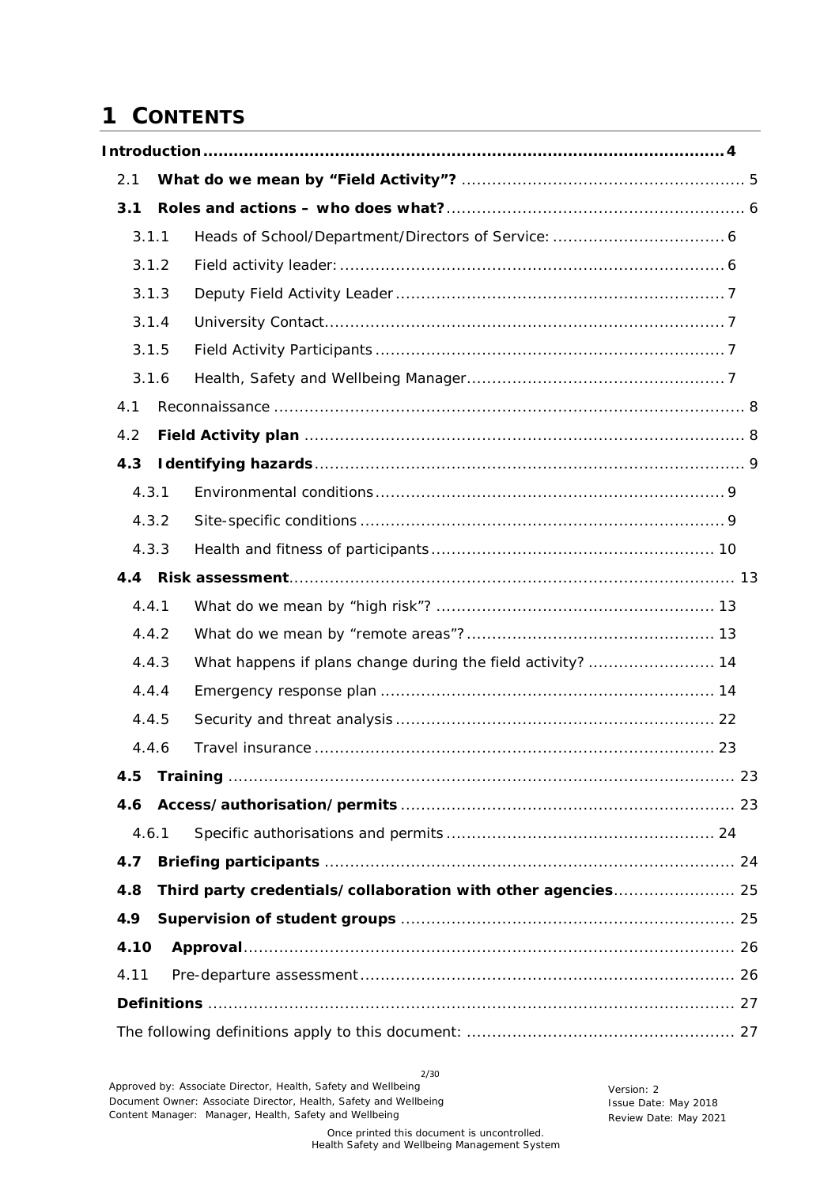# 1 CONTENTS

**Introduction** ........ **4**

2.1 **What do we mean by "Field Activity"?** ........ 5

**3.1 Roles and actions – who does what?** ........ 6

3.1.1 Heads of School/Department/Directors of Service: ........ 6

3.1.2 Field activity leader: ........ 6

3.1.3 Deputy Field Activity Leader ........ 7

3.1.4 University Contact ........ 7

3.1.5 Field Activity Participants ........ 7

3.1.6 Health, Safety and Wellbeing Manager ........ 7

4.1 Reconnaissance ........ 8

4.2 **Field Activity plan** ........ 8

**4.3 Identifying hazards** ........ 9

4.3.1 Environmental conditions ........ 9

4.3.2 Site-specific conditions ........ 9

4.3.3 Health and fitness of participants ........ 10

**4.4 Risk assessment** ........ 13

4.4.1 What do we mean by "high risk"? ........ 13

4.4.2 What do we mean by "remote areas"? ........ 13

4.4.3 What happens if plans change during the field activity? ........ 14

4.4.4 Emergency response plan ........ 14

4.4.5 Security and threat analysis ........ 22

4.4.6 Travel insurance ........ 23

**4.5 Training** ........ 23

**4.6 Access/authorisation/permits** ........ 23

4.6.1 Specific authorisations and permits ........ 24

**4.7 Briefing participants** ........ 24

**4.8 Third party credentials/collaboration with other agencies** ........ 25

**4.9 Supervision of student groups** ........ 25

**4.10 Approval** ........ 26

4.11 Pre-departure assessment ........ 26

**Definitions** ........ 27

The following definitions apply to this document: ........ 27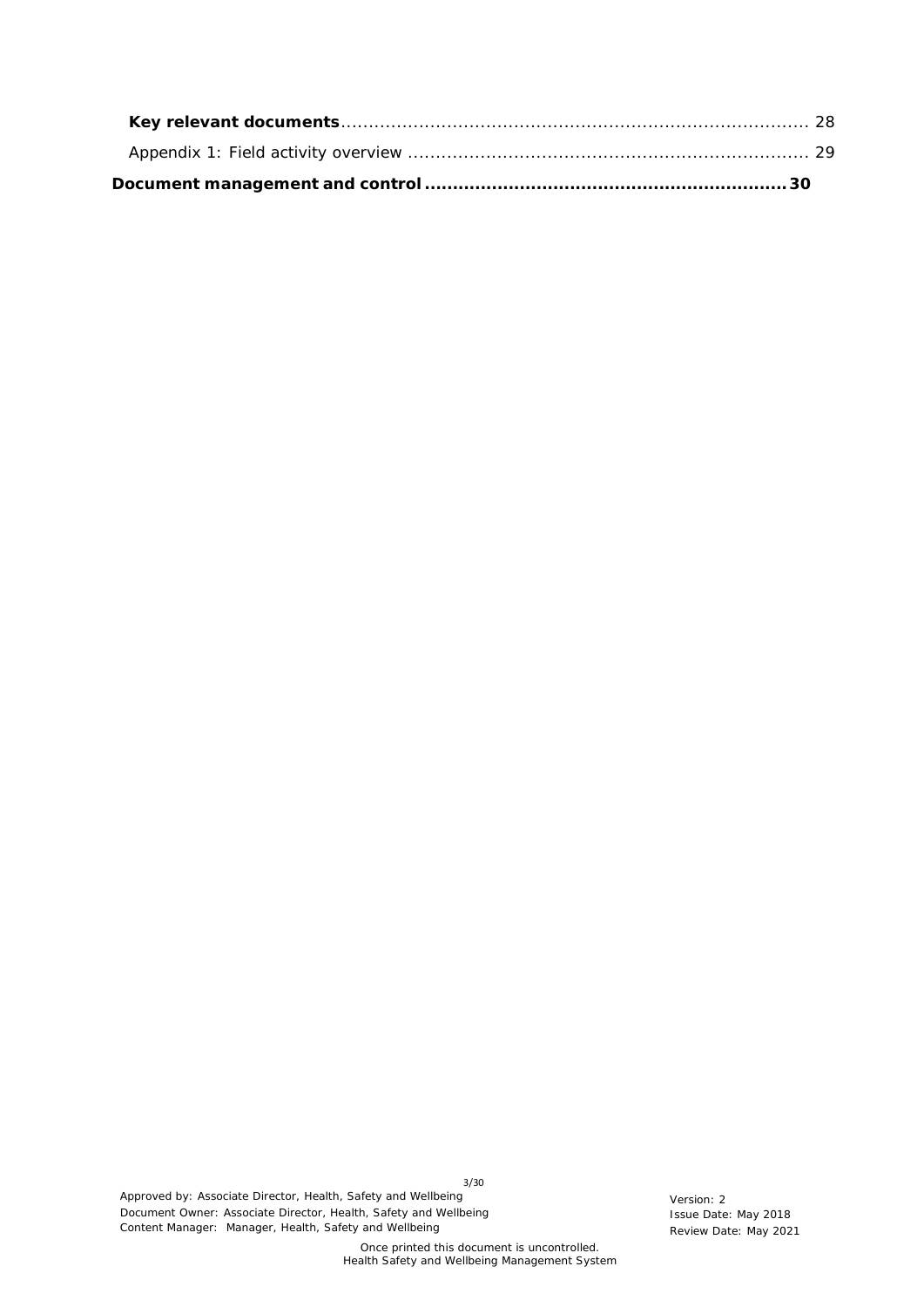**Key relevant documents** ........................................................................................ 28

Appendix 1: Field activity overview ........................................................................ 29

**Document management and control ................................................................ 30**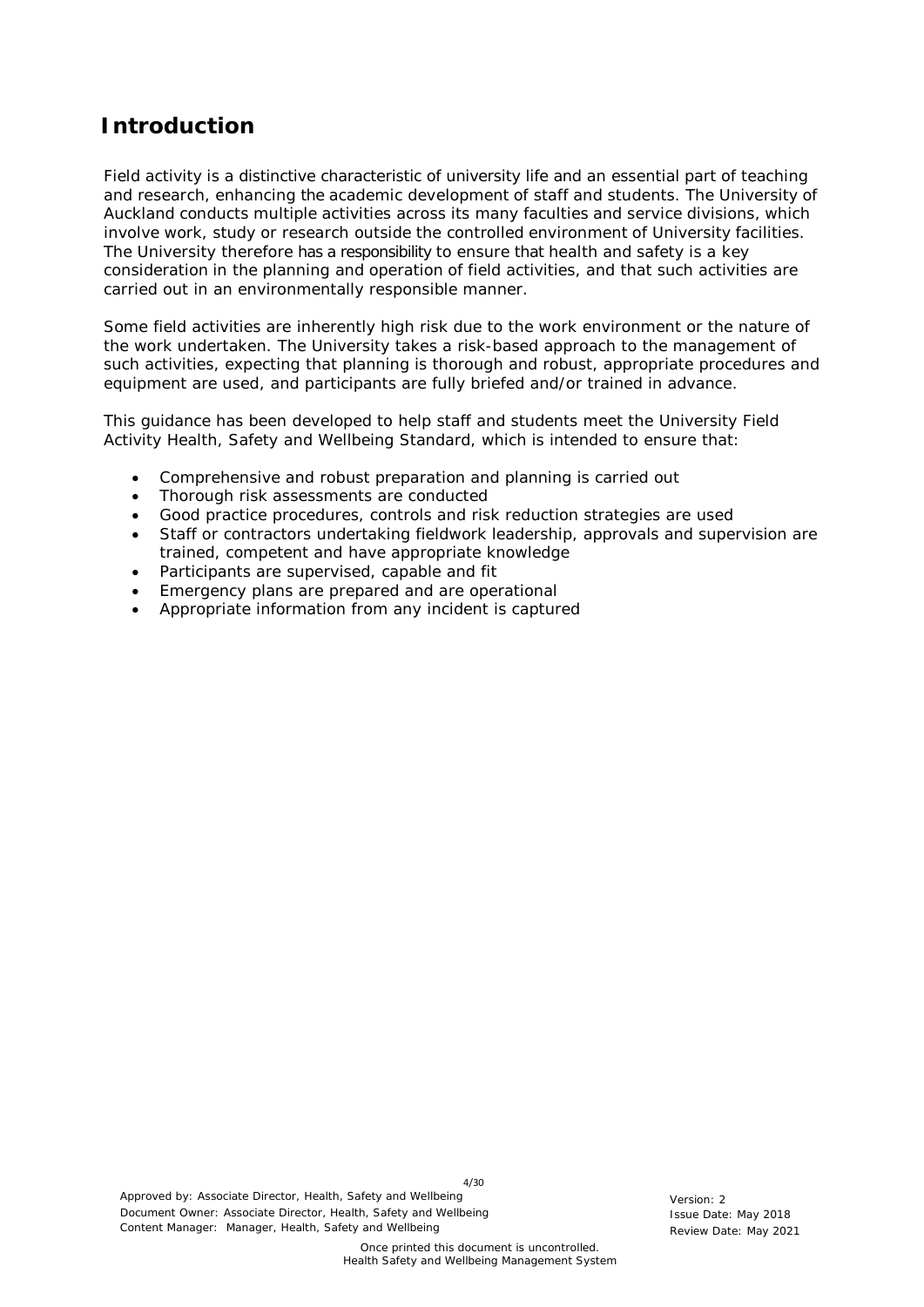# Introduction

Field activity is a distinctive characteristic of university life and an essential part of teaching and research, enhancing the academic development of staff and students. The University of Auckland conducts multiple activities across its many faculties and service divisions, which involve work, study or research outside the controlled environment of University facilities. The University therefore has a responsibility to ensure that health and safety is a key consideration in the planning and operation of field activities, and that such activities are carried out in an environmentally responsible manner.

Some field activities are inherently high risk due to the work environment or the nature of the work undertaken. The University takes a risk-based approach to the management of such activities, expecting that planning is thorough and robust, appropriate procedures and equipment are used, and participants are fully briefed and/or trained in advance.

This guidance has been developed to help staff and students meet the University Field Activity Health, Safety and Wellbeing Standard, which is intended to ensure that:

- Comprehensive and robust preparation and planning is carried out
- Thorough risk assessments are conducted
- Good practice procedures, controls and risk reduction strategies are used
- Staff or contractors undertaking fieldwork leadership, approvals and supervision are trained, competent and have appropriate knowledge
- Participants are supervised, capable and fit
- Emergency plans are prepared and are operational
- Appropriate information from any incident is captured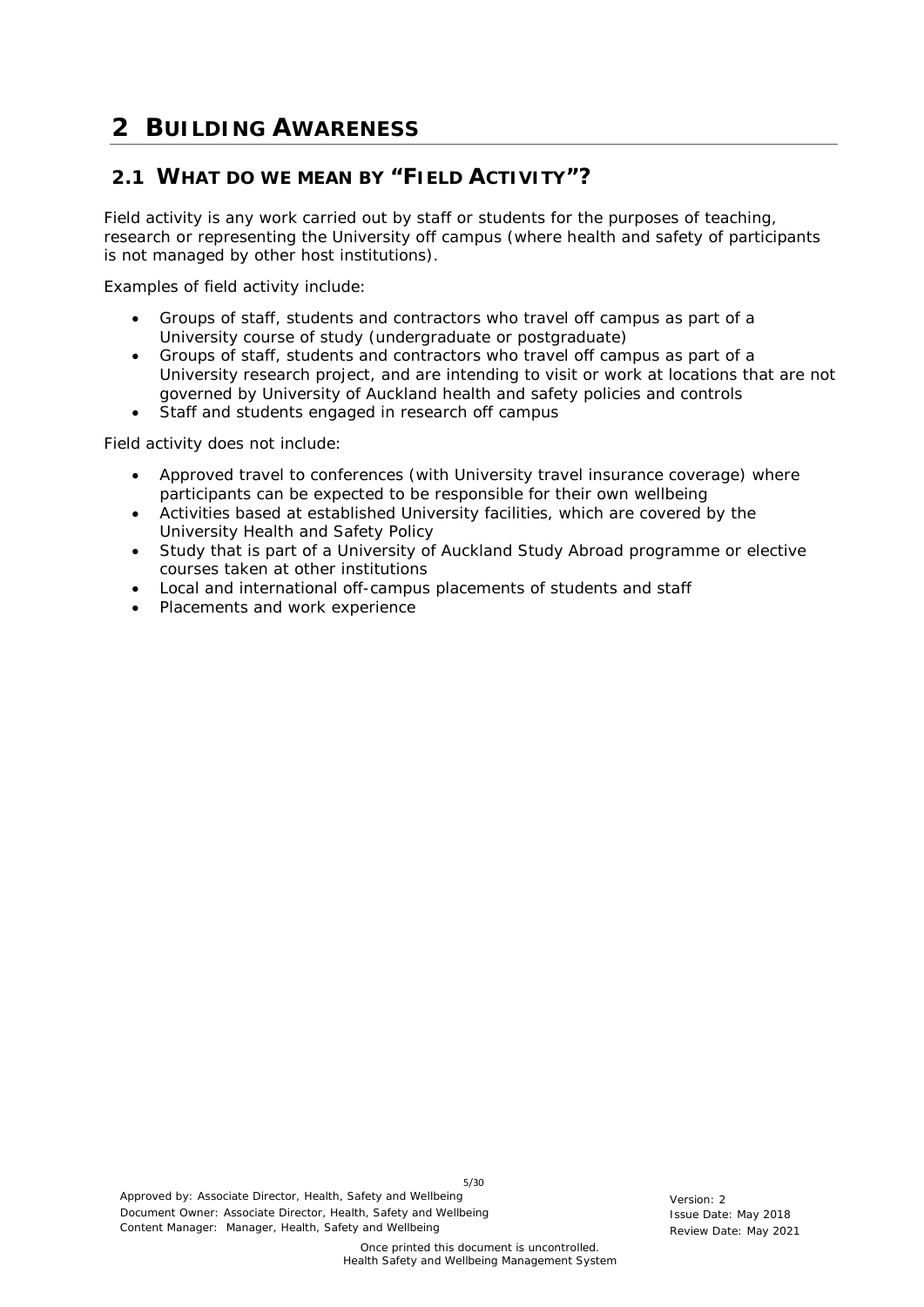# 2 BUILDING AWARENESS

## 2.1 WHAT DO WE MEAN BY "FIELD ACTIVITY"?

Field activity is any work carried out by staff or students for the purposes of teaching, research or representing the University off campus (where health and safety of participants is not managed by other host institutions).

Examples of field activity include:

- Groups of staff, students and contractors who travel off campus as part of a University course of study (undergraduate or postgraduate)
- Groups of staff, students and contractors who travel off campus as part of a University research project, and are intending to visit or work at locations that are not governed by University of Auckland health and safety policies and controls
- Staff and students engaged in research off campus

Field activity does not include:

- Approved travel to conferences (with University travel insurance coverage) where participants can be expected to be responsible for their own wellbeing
- Activities based at established University facilities, which are covered by the University Health and Safety Policy
- Study that is part of a University of Auckland Study Abroad programme or elective courses taken at other institutions
- Local and international off-campus placements of students and staff
- Placements and work experience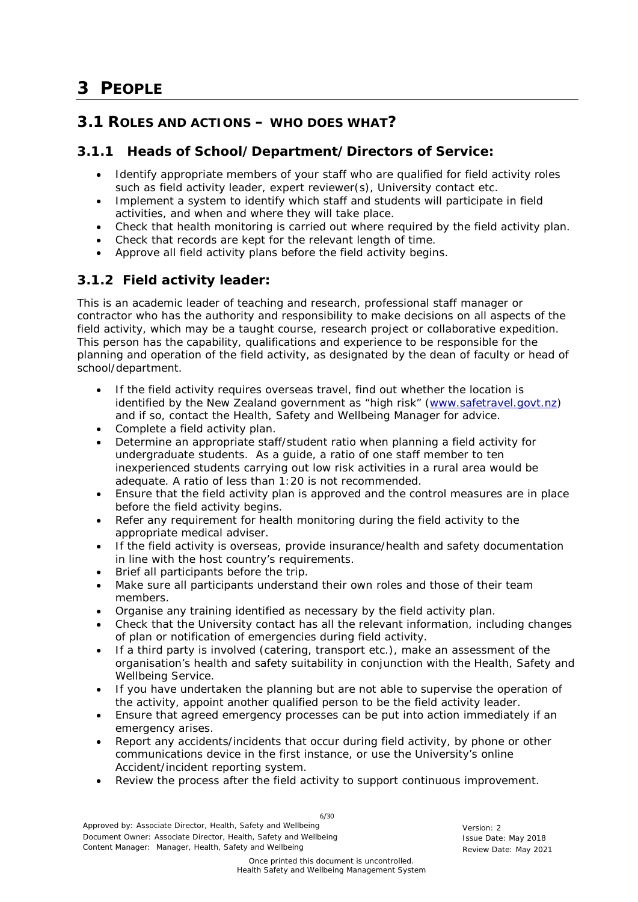# 3 PEOPLE

## 3.1 ROLES AND ACTIONS – WHO DOES WHAT?

### 3.1.1 Heads of School/Department/Directors of Service:

- Identify appropriate members of your staff who are qualified for field activity roles such as field activity leader, expert reviewer(s), University contact etc.
- Implement a system to identify which staff and students will participate in field activities, and when and where they will take place.
- Check that health monitoring is carried out where required by the field activity plan.
- Check that records are kept for the relevant length of time.
- Approve all field activity plans before the field activity begins.

### 3.1.2 Field activity leader:

This is an academic leader of teaching and research, professional staff manager or contractor who has the authority and responsibility to make decisions on all aspects of the field activity, which may be a taught course, research project or collaborative expedition. This person has the capability, qualifications and experience to be responsible for the planning and operation of the field activity, as designated by the dean of faculty or head of school/department.

- If the field activity requires overseas travel, find out whether the location is identified by the New Zealand government as "high risk" (www.safetravel.govt.nz) and if so, contact the Health, Safety and Wellbeing Manager for advice.
- Complete a field activity plan.
- Determine an appropriate staff/student ratio when planning a field activity for undergraduate students. As a guide, a ratio of one staff member to ten inexperienced students carrying out low risk activities in a rural area would be adequate. A ratio of less than 1:20 is not recommended.
- Ensure that the field activity plan is approved and the control measures are in place before the field activity begins.
- Refer any requirement for health monitoring during the field activity to the appropriate medical adviser.
- If the field activity is overseas, provide insurance/health and safety documentation in line with the host country's requirements.
- Brief all participants before the trip.
- Make sure all participants understand their own roles and those of their team members.
- Organise any training identified as necessary by the field activity plan.
- Check that the University contact has all the relevant information, including changes of plan or notification of emergencies during field activity.
- If a third party is involved (catering, transport etc.), make an assessment of the organisation's health and safety suitability in conjunction with the Health, Safety and Wellbeing Service.
- If you have undertaken the planning but are not able to supervise the operation of the activity, appoint another qualified person to be the field activity leader.
- Ensure that agreed emergency processes can be put into action immediately if an emergency arises.
- Report any accidents/incidents that occur during field activity, by phone or other communications device in the first instance, or use the University's online Accident/incident reporting system.
- Review the process after the field activity to support continuous improvement.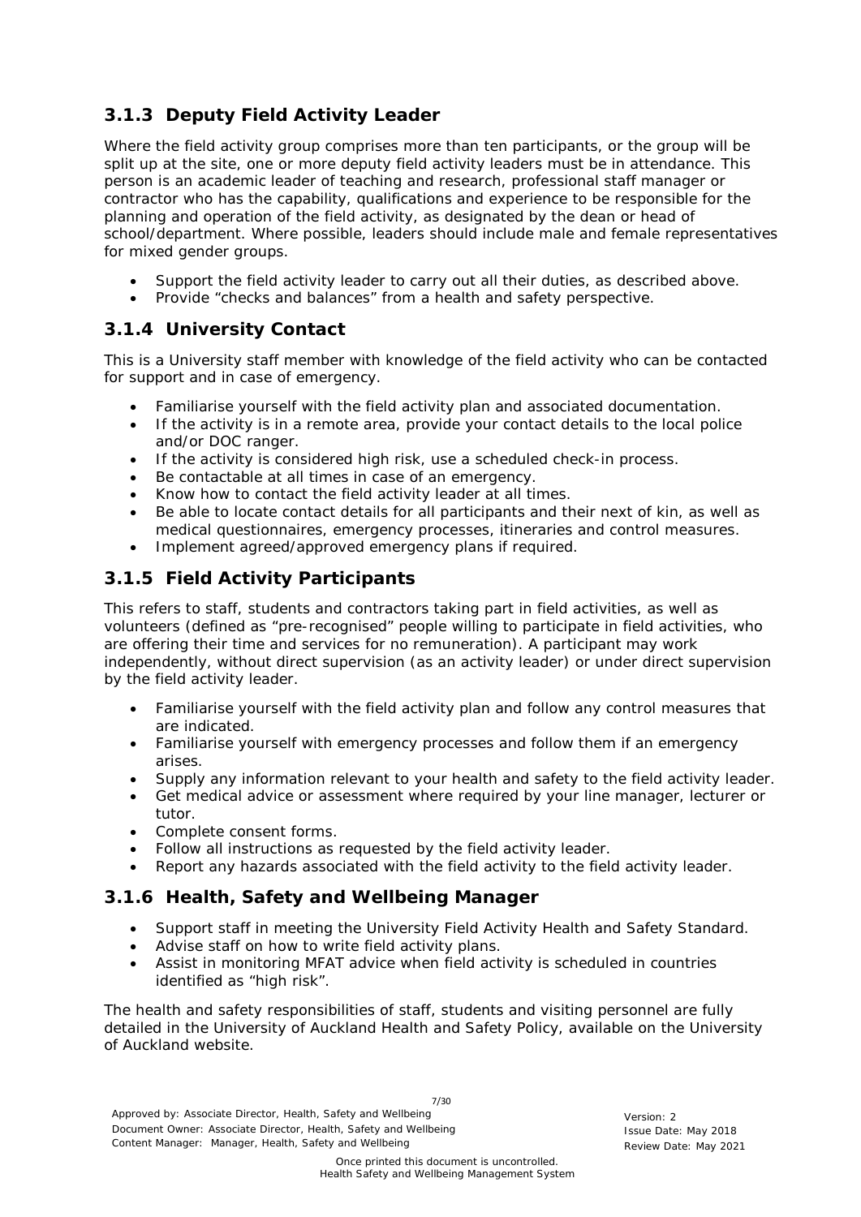### 3.1.3 Deputy Field Activity Leader

Where the field activity group comprises more than ten participants, or the group will be split up at the site, one or more deputy field activity leaders must be in attendance. This person is an academic leader of teaching and research, professional staff manager or contractor who has the capability, qualifications and experience to be responsible for the planning and operation of the field activity, as designated by the dean or head of school/department. Where possible, leaders should include male and female representatives for mixed gender groups.

- Support the field activity leader to carry out all their duties, as described above.
- Provide "checks and balances" from a health and safety perspective.

### 3.1.4 University Contact

This is a University staff member with knowledge of the field activity who can be contacted for support and in case of emergency.

- Familiarise yourself with the field activity plan and associated documentation.
- If the activity is in a remote area, provide your contact details to the local police and/or DOC ranger.
- If the activity is considered high risk, use a scheduled check-in process.
- Be contactable at all times in case of an emergency.
- Know how to contact the field activity leader at all times.
- Be able to locate contact details for all participants and their next of kin, as well as medical questionnaires, emergency processes, itineraries and control measures.
- Implement agreed/approved emergency plans if required.

### 3.1.5 Field Activity Participants

This refers to staff, students and contractors taking part in field activities, as well as volunteers (defined as "pre-recognised" people willing to participate in field activities, who are offering their time and services for no remuneration). A participant may work independently, without direct supervision (as an activity leader) or under direct supervision by the field activity leader.

- Familiarise yourself with the field activity plan and follow any control measures that are indicated.
- Familiarise yourself with emergency processes and follow them if an emergency arises.
- Supply any information relevant to your health and safety to the field activity leader.
- Get medical advice or assessment where required by your line manager, lecturer or tutor.
- Complete consent forms.
- Follow all instructions as requested by the field activity leader.
- Report any hazards associated with the field activity to the field activity leader.

### 3.1.6 Health, Safety and Wellbeing Manager

- Support staff in meeting the University Field Activity Health and Safety Standard.
- Advise staff on how to write field activity plans.
- Assist in monitoring MFAT advice when field activity is scheduled in countries identified as "high risk".

The health and safety responsibilities of staff, students and visiting personnel are fully detailed in the University of Auckland Health and Safety Policy, available on the University of Auckland website.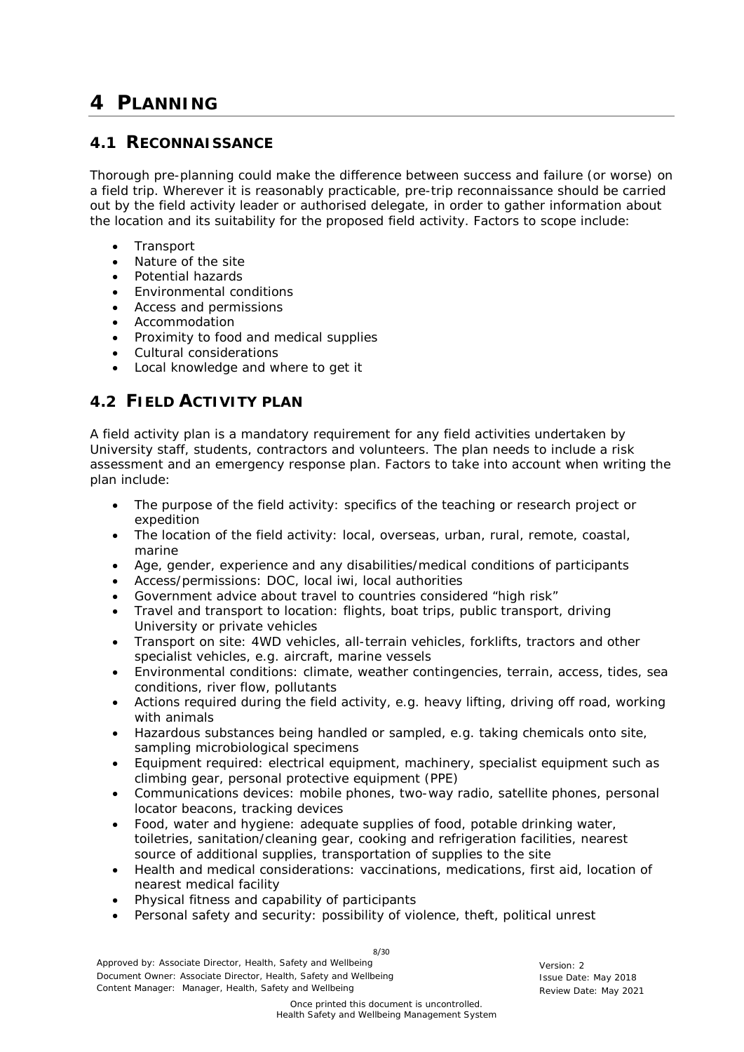# 4 PLANNING

## 4.1 RECONNAISSANCE

Thorough pre-planning could make the difference between success and failure (or worse) on a field trip. Wherever it is reasonably practicable, pre-trip reconnaissance should be carried out by the field activity leader or authorised delegate, in order to gather information about the location and its suitability for the proposed field activity. Factors to scope include:

- Transport
- Nature of the site
- Potential hazards
- Environmental conditions
- Access and permissions
- Accommodation
- Proximity to food and medical supplies
- Cultural considerations
- Local knowledge and where to get it

## 4.2 FIELD ACTIVITY PLAN

A field activity plan is a mandatory requirement for any field activities undertaken by University staff, students, contractors and volunteers. The plan needs to include a risk assessment and an emergency response plan. Factors to take into account when writing the plan include:

- The purpose of the field activity: specifics of the teaching or research project or expedition
- The location of the field activity: local, overseas, urban, rural, remote, coastal, marine
- Age, gender, experience and any disabilities/medical conditions of participants
- Access/permissions: DOC, local iwi, local authorities
- Government advice about travel to countries considered "high risk"
- Travel and transport to location: flights, boat trips, public transport, driving University or private vehicles
- Transport on site: 4WD vehicles, all-terrain vehicles, forklifts, tractors and other specialist vehicles, e.g. aircraft, marine vessels
- Environmental conditions: climate, weather contingencies, terrain, access, tides, sea conditions, river flow, pollutants
- Actions required during the field activity, e.g. heavy lifting, driving off road, working with animals
- Hazardous substances being handled or sampled, e.g. taking chemicals onto site, sampling microbiological specimens
- Equipment required: electrical equipment, machinery, specialist equipment such as climbing gear, personal protective equipment (PPE)
- Communications devices: mobile phones, two-way radio, satellite phones, personal locator beacons, tracking devices
- Food, water and hygiene: adequate supplies of food, potable drinking water, toiletries, sanitation/cleaning gear, cooking and refrigeration facilities, nearest source of additional supplies, transportation of supplies to the site
- Health and medical considerations: vaccinations, medications, first aid, location of nearest medical facility
- Physical fitness and capability of participants
- Personal safety and security: possibility of violence, theft, political unrest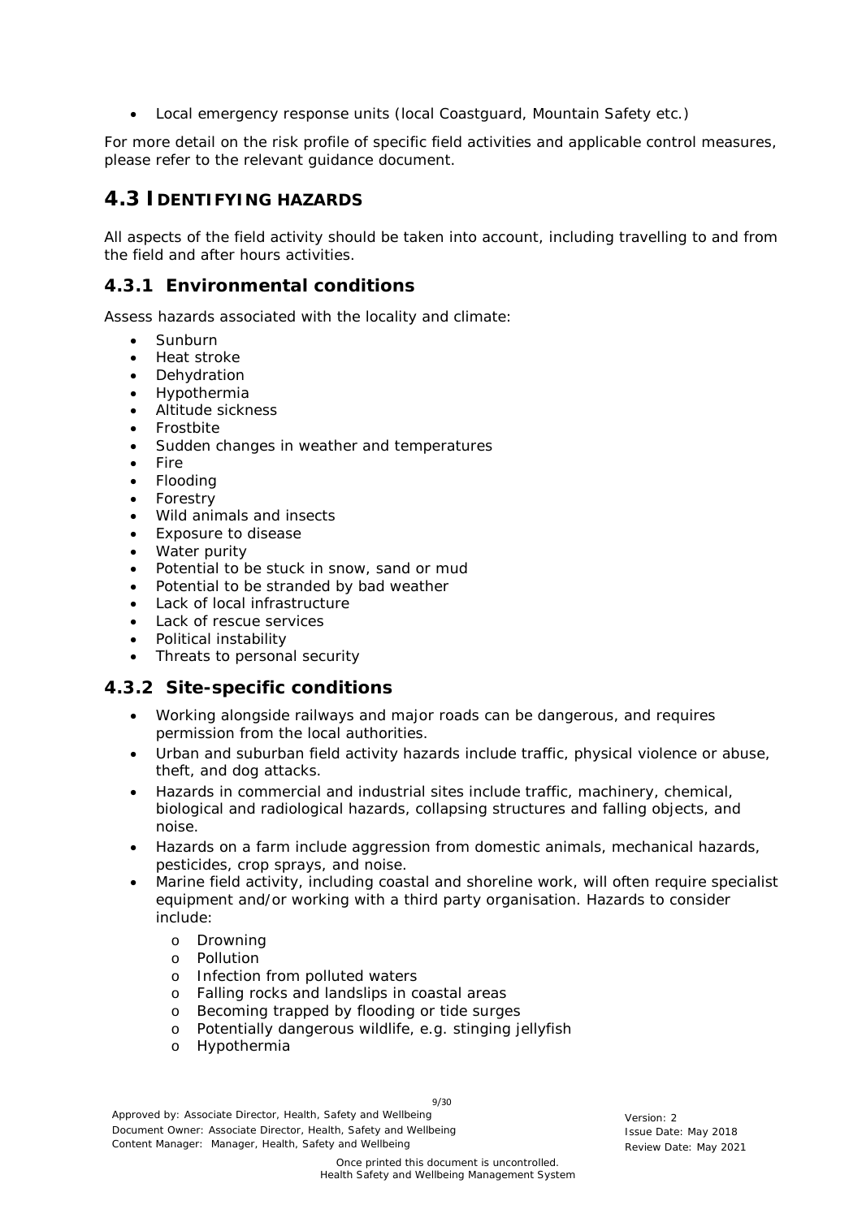- Local emergency response units (local Coastguard, Mountain Safety etc.)

For more detail on the risk profile of specific field activities and applicable control measures, please refer to the relevant guidance document.

## 4.3 IDENTIFYING HAZARDS

All aspects of the field activity should be taken into account, including travelling to and from the field and after hours activities.

### 4.3.1 Environmental conditions

Assess hazards associated with the locality and climate:

- Sunburn
- Heat stroke
- Dehydration
- Hypothermia
- Altitude sickness
- Frostbite
- Sudden changes in weather and temperatures
- Fire
- Flooding
- Forestry
- Wild animals and insects
- Exposure to disease
- Water purity
- Potential to be stuck in snow, sand or mud
- Potential to be stranded by bad weather
- Lack of local infrastructure
- Lack of rescue services
- Political instability
- Threats to personal security

### 4.3.2 Site-specific conditions

- Working alongside railways and major roads can be dangerous, and requires permission from the local authorities.
- Urban and suburban field activity hazards include traffic, physical violence or abuse, theft, and dog attacks.
- Hazards in commercial and industrial sites include traffic, machinery, chemical, biological and radiological hazards, collapsing structures and falling objects, and noise.
- Hazards on a farm include aggression from domestic animals, mechanical hazards, pesticides, crop sprays, and noise.
- Marine field activity, including coastal and shoreline work, will often require specialist equipment and/or working with a third party organisation. Hazards to consider include:
    - Drowning
    - Pollution
    - Infection from polluted waters
    - Falling rocks and landslips in coastal areas
    - Becoming trapped by flooding or tide surges
    - Potentially dangerous wildlife, e.g. stinging jellyfish
    - Hypothermia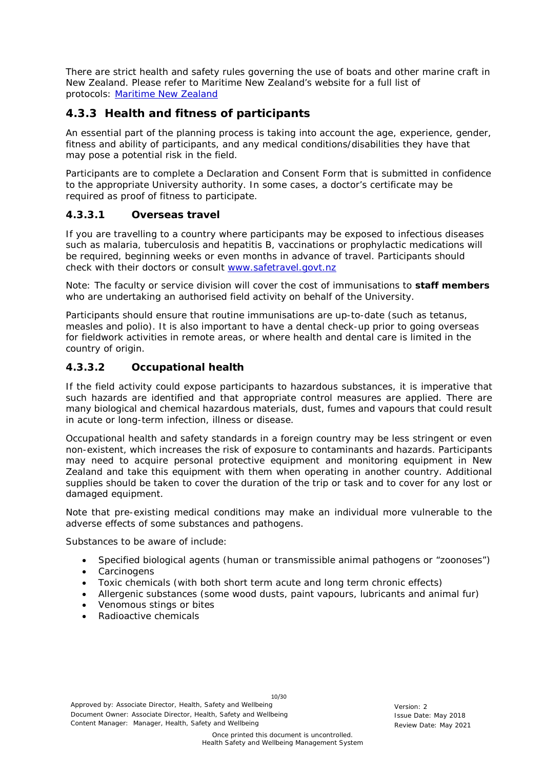There are strict health and safety rules governing the use of boats and other marine craft in New Zealand. Please refer to Maritime New Zealand's website for a full list of protocols: [Maritime New Zealand](#)

## 4.3.3 Health and fitness of participants

An essential part of the planning process is taking into account the age, experience, gender, fitness and ability of participants, and any medical conditions/disabilities they have that may pose a potential risk in the field.

Participants are to complete a Declaration and Consent Form that is submitted in confidence to the appropriate University authority. In some cases, a doctor's certificate may be required as proof of fitness to participate.

### 4.3.3.1 Overseas travel

If you are travelling to a country where participants may be exposed to infectious diseases such as malaria, tuberculosis and hepatitis B, vaccinations or prophylactic medications will be required, beginning weeks or even months in advance of travel. Participants should check with their doctors or consult [www.safetravel.govt.nz](http://www.safetravel.govt.nz)

Note: The faculty or service division will cover the cost of immunisations to **staff members** who are undertaking an authorised field activity on behalf of the University.

Participants should ensure that routine immunisations are up-to-date (such as tetanus, measles and polio). It is also important to have a dental check-up prior to going overseas for fieldwork activities in remote areas, or where health and dental care is limited in the country of origin.

### 4.3.3.2 Occupational health

If the field activity could expose participants to hazardous substances, it is imperative that such hazards are identified and that appropriate control measures are applied. There are many biological and chemical hazardous materials, dust, fumes and vapours that could result in acute or long-term infection, illness or disease.

Occupational health and safety standards in a foreign country may be less stringent or even non-existent, which increases the risk of exposure to contaminants and hazards. Participants may need to acquire personal protective equipment and monitoring equipment in New Zealand and take this equipment with them when operating in another country. Additional supplies should be taken to cover the duration of the trip or task and to cover for any lost or damaged equipment.

Note that pre-existing medical conditions may make an individual more vulnerable to the adverse effects of some substances and pathogens.

Substances to be aware of include:

- Specified biological agents (human or transmissible animal pathogens or "zoonoses")
- Carcinogens
- Toxic chemicals (with both short term acute and long term chronic effects)
- Allergenic substances (some wood dusts, paint vapours, lubricants and animal fur)
- Venomous stings or bites
- Radioactive chemicals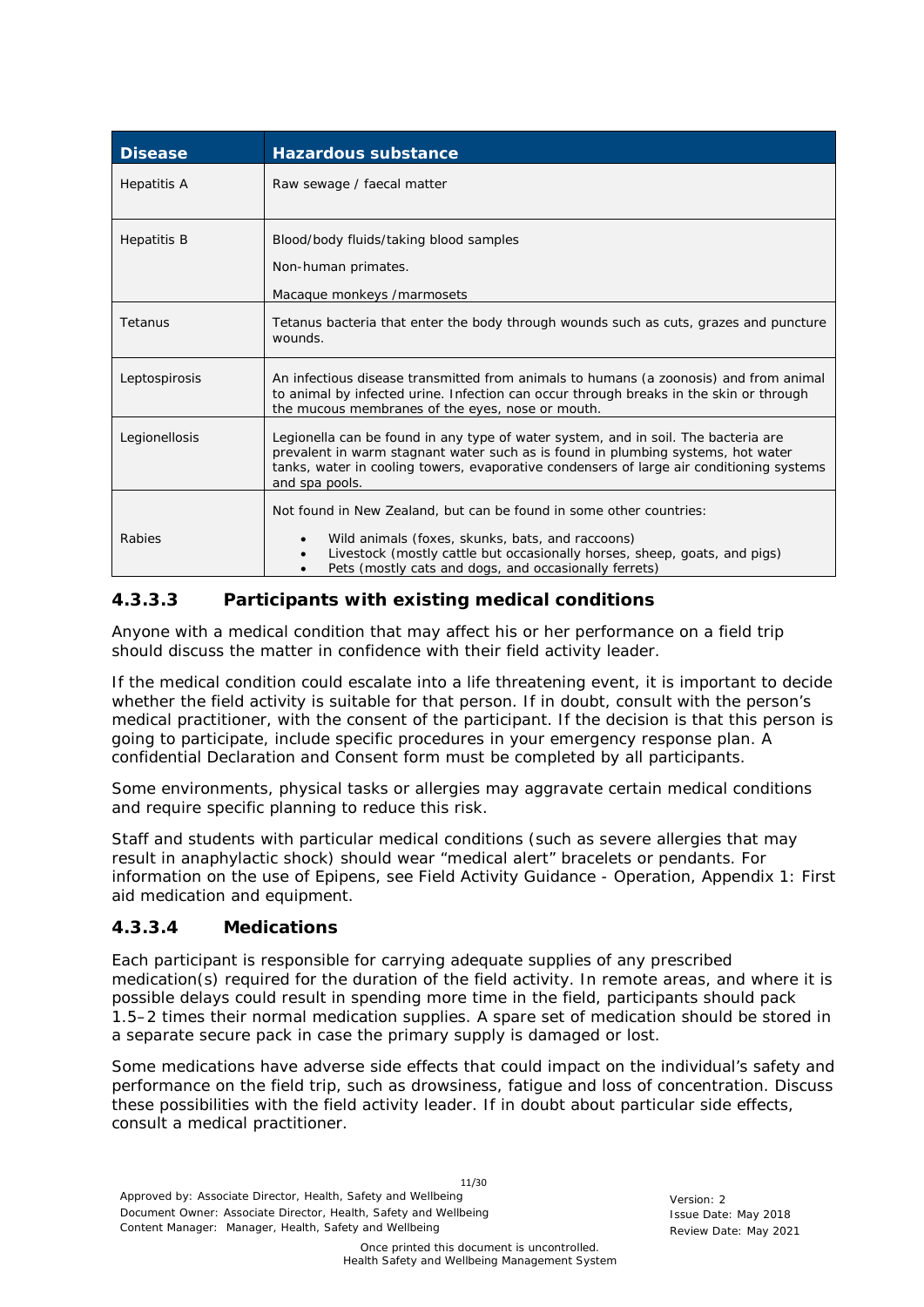| Disease | Hazardous substance |
|---|---|
| Hepatitis A | Raw sewage / faecal matter |
| Hepatitis B | Blood/body fluids/taking blood samples<br><br>Non-human primates.<br><br>Macaque monkeys /marmosets |
| Tetanus | Tetanus bacteria that enter the body through wounds such as cuts, grazes and puncture wounds. |
| Leptospirosis | An infectious disease transmitted from animals to humans (a zoonosis) and from animal to animal by infected urine. Infection can occur through breaks in the skin or through the mucous membranes of the eyes, nose or mouth. |
| Legionellosis | Legionella can be found in any type of water system, and in soil. The bacteria are prevalent in warm stagnant water such as is found in plumbing systems, hot water tanks, water in cooling towers, evaporative condensers of large air conditioning systems and spa pools. |
| Rabies | Not found in New Zealand, but can be found in some other countries:<br><br>• Wild animals (foxes, skunks, bats, and raccoons)<br>• Livestock (mostly cattle but occasionally horses, sheep, goats, and pigs)<br>• Pets (mostly cats and dogs, and occasionally ferrets) |

#### 4.3.3.3 Participants with existing medical conditions

Anyone with a medical condition that may affect his or her performance on a field trip should discuss the matter in confidence with their field activity leader.

If the medical condition could escalate into a life threatening event, it is important to decide whether the field activity is suitable for that person. If in doubt, consult with the person's medical practitioner, with the consent of the participant. If the decision is that this person is going to participate, include specific procedures in your emergency response plan. A confidential Declaration and Consent form must be completed by all participants.

Some environments, physical tasks or allergies may aggravate certain medical conditions and require specific planning to reduce this risk.

Staff and students with particular medical conditions (such as severe allergies that may result in anaphylactic shock) should wear "medical alert" bracelets or pendants. For information on the use of Epipens, see Field Activity Guidance - Operation, Appendix 1: First aid medication and equipment.

#### 4.3.3.4 Medications

Each participant is responsible for carrying adequate supplies of any prescribed medication(s) required for the duration of the field activity. In remote areas, and where it is possible delays could result in spending more time in the field, participants should pack 1.5–2 times their normal medication supplies. A spare set of medication should be stored in a separate secure pack in case the primary supply is damaged or lost.

Some medications have adverse side effects that could impact on the individual's safety and performance on the field trip, such as drowsiness, fatigue and loss of concentration. Discuss these possibilities with the field activity leader. If in doubt about particular side effects, consult a medical practitioner.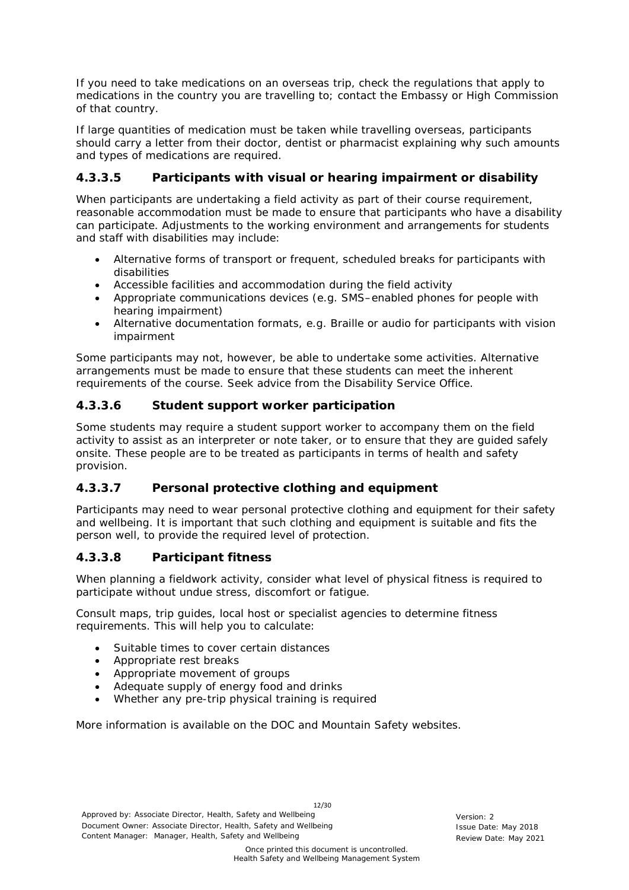If you need to take medications on an overseas trip, check the regulations that apply to medications in the country you are travelling to; contact the Embassy or High Commission of that country.

If large quantities of medication must be taken while travelling overseas, participants should carry a letter from their doctor, dentist or pharmacist explaining why such amounts and types of medications are required.

#### 4.3.3.5 Participants with visual or hearing impairment or disability

When participants are undertaking a field activity as part of their course requirement, reasonable accommodation must be made to ensure that participants who have a disability can participate. Adjustments to the working environment and arrangements for students and staff with disabilities may include:

- Alternative forms of transport or frequent, scheduled breaks for participants with disabilities
- Accessible facilities and accommodation during the field activity
- Appropriate communications devices (e.g. SMS–enabled phones for people with hearing impairment)
- Alternative documentation formats, e.g. Braille or audio for participants with vision impairment

Some participants may not, however, be able to undertake some activities. Alternative arrangements must be made to ensure that these students can meet the inherent requirements of the course. Seek advice from the Disability Service Office.

#### 4.3.3.6 Student support worker participation

Some students may require a student support worker to accompany them on the field activity to assist as an interpreter or note taker, or to ensure that they are guided safely onsite. These people are to be treated as participants in terms of health and safety provision.

#### 4.3.3.7 Personal protective clothing and equipment

Participants may need to wear personal protective clothing and equipment for their safety and wellbeing. It is important that such clothing and equipment is suitable and fits the person well, to provide the required level of protection.

#### 4.3.3.8 Participant fitness

When planning a fieldwork activity, consider what level of physical fitness is required to participate without undue stress, discomfort or fatigue.

Consult maps, trip guides, local host or specialist agencies to determine fitness requirements. This will help you to calculate:

- Suitable times to cover certain distances
- Appropriate rest breaks
- Appropriate movement of groups
- Adequate supply of energy food and drinks
- Whether any pre-trip physical training is required

More information is available on the DOC and Mountain Safety websites.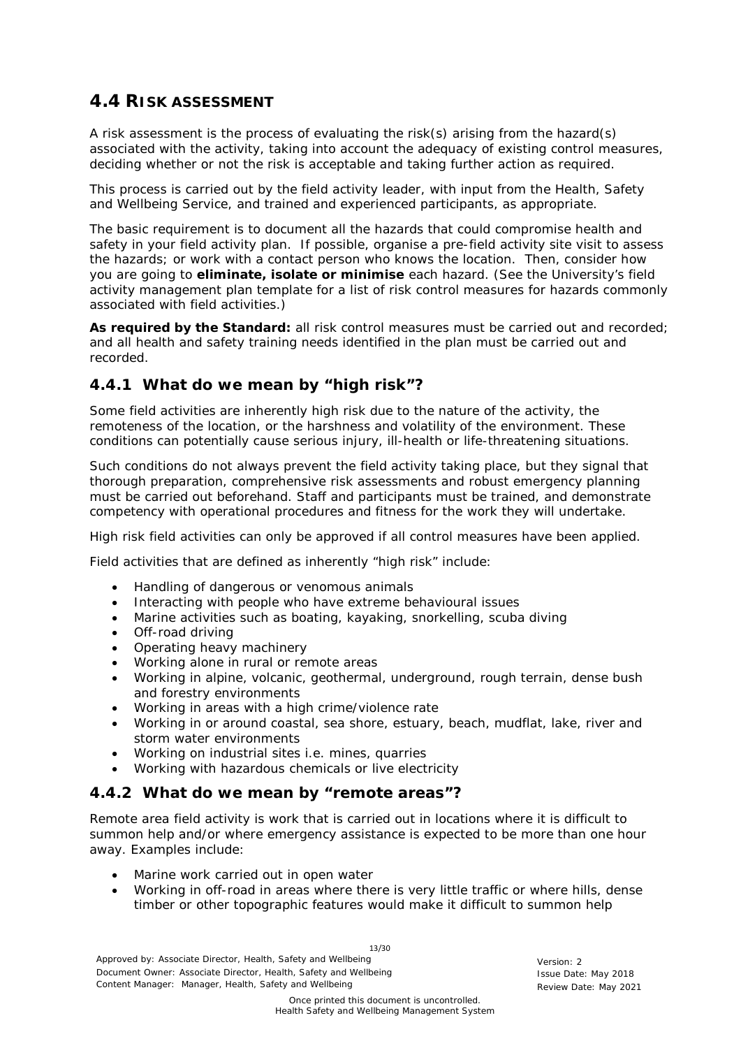## 4.4 RISK ASSESSMENT

A risk assessment is the process of evaluating the risk(s) arising from the hazard(s) associated with the activity, taking into account the adequacy of existing control measures, deciding whether or not the risk is acceptable and taking further action as required.

This process is carried out by the field activity leader, with input from the Health, Safety and Wellbeing Service, and trained and experienced participants, as appropriate.

The basic requirement is to document all the hazards that could compromise health and safety in your field activity plan. If possible, organise a pre-field activity site visit to assess the hazards; or work with a contact person who knows the location. Then, consider how you are going to **eliminate, isolate or minimise** each hazard. (See the University's field activity management plan template for a list of risk control measures for hazards commonly associated with field activities.)

**As required by the Standard:** all risk control measures must be carried out and recorded; and all health and safety training needs identified in the plan must be carried out and recorded.

### 4.4.1 What do we mean by "high risk"?

Some field activities are inherently high risk due to the nature of the activity, the remoteness of the location, or the harshness and volatility of the environment. These conditions can potentially cause serious injury, ill-health or life-threatening situations.

Such conditions do not always prevent the field activity taking place, but they signal that thorough preparation, comprehensive risk assessments and robust emergency planning must be carried out beforehand. Staff and participants must be trained, and demonstrate competency with operational procedures and fitness for the work they will undertake.

High risk field activities can only be approved if all control measures have been applied.

Field activities that are defined as inherently "high risk" include:

- Handling of dangerous or venomous animals
- Interacting with people who have extreme behavioural issues
- Marine activities such as boating, kayaking, snorkelling, scuba diving
- Off-road driving
- Operating heavy machinery
- Working alone in rural or remote areas
- Working in alpine, volcanic, geothermal, underground, rough terrain, dense bush and forestry environments
- Working in areas with a high crime/violence rate
- Working in or around coastal, sea shore, estuary, beach, mudflat, lake, river and storm water environments
- Working on industrial sites i.e. mines, quarries
- Working with hazardous chemicals or live electricity

### 4.4.2 What do we mean by "remote areas"?

Remote area field activity is work that is carried out in locations where it is difficult to summon help and/or where emergency assistance is expected to be more than one hour away. Examples include:

- Marine work carried out in open water
- Working in off-road in areas where there is very little traffic or where hills, dense timber or other topographic features would make it difficult to summon help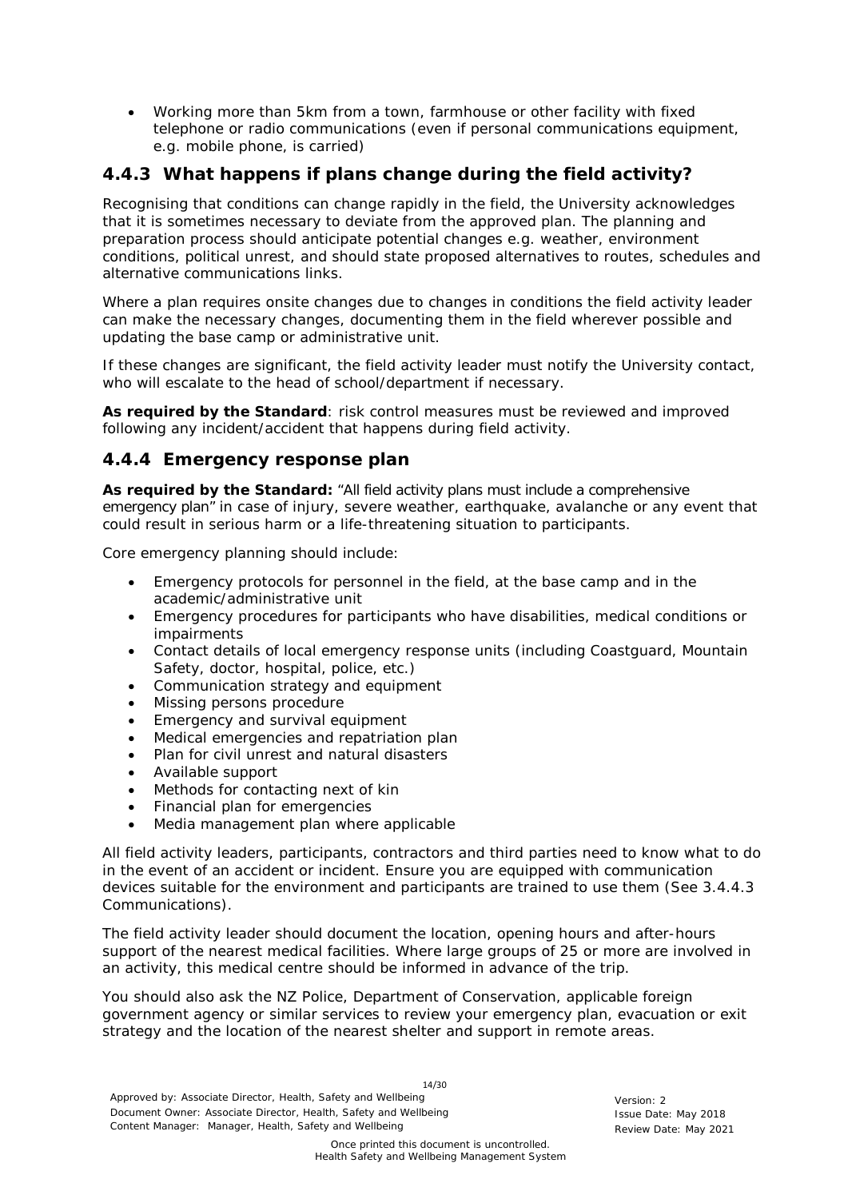- Working more than 5km from a town, farmhouse or other facility with fixed telephone or radio communications (even if personal communications equipment, e.g. mobile phone, is carried)

### 4.4.3 What happens if plans change during the field activity?

Recognising that conditions can change rapidly in the field, the University acknowledges that it is sometimes necessary to deviate from the approved plan. The planning and preparation process should anticipate potential changes e.g. weather, environment conditions, political unrest, and should state proposed alternatives to routes, schedules and alternative communications links.

Where a plan requires onsite changes due to changes in conditions the field activity leader can make the necessary changes, documenting them in the field wherever possible and updating the base camp or administrative unit.

If these changes are significant, the field activity leader must notify the University contact, who will escalate to the head of school/department if necessary.

**As required by the Standard**: risk control measures must be reviewed and improved following any incident/accident that happens during field activity.

### 4.4.4 Emergency response plan

**As required by the Standard:** "All field activity plans must include a comprehensive emergency plan" in case of injury, severe weather, earthquake, avalanche or any event that could result in serious harm or a life-threatening situation to participants.

Core emergency planning should include:

- Emergency protocols for personnel in the field, at the base camp and in the academic/administrative unit
- Emergency procedures for participants who have disabilities, medical conditions or impairments
- Contact details of local emergency response units (including Coastguard, Mountain Safety, doctor, hospital, police, etc.)
- Communication strategy and equipment
- Missing persons procedure
- Emergency and survival equipment
- Medical emergencies and repatriation plan
- Plan for civil unrest and natural disasters
- Available support
- Methods for contacting next of kin
- Financial plan for emergencies
- Media management plan where applicable

All field activity leaders, participants, contractors and third parties need to know what to do in the event of an accident or incident. Ensure you are equipped with communication devices suitable for the environment and participants are trained to use them (See 3.4.4.3 Communications).

The field activity leader should document the location, opening hours and after-hours support of the nearest medical facilities. Where large groups of 25 or more are involved in an activity, this medical centre should be informed in advance of the trip.

You should also ask the NZ Police, Department of Conservation, applicable foreign government agency or similar services to review your emergency plan, evacuation or exit strategy and the location of the nearest shelter and support in remote areas.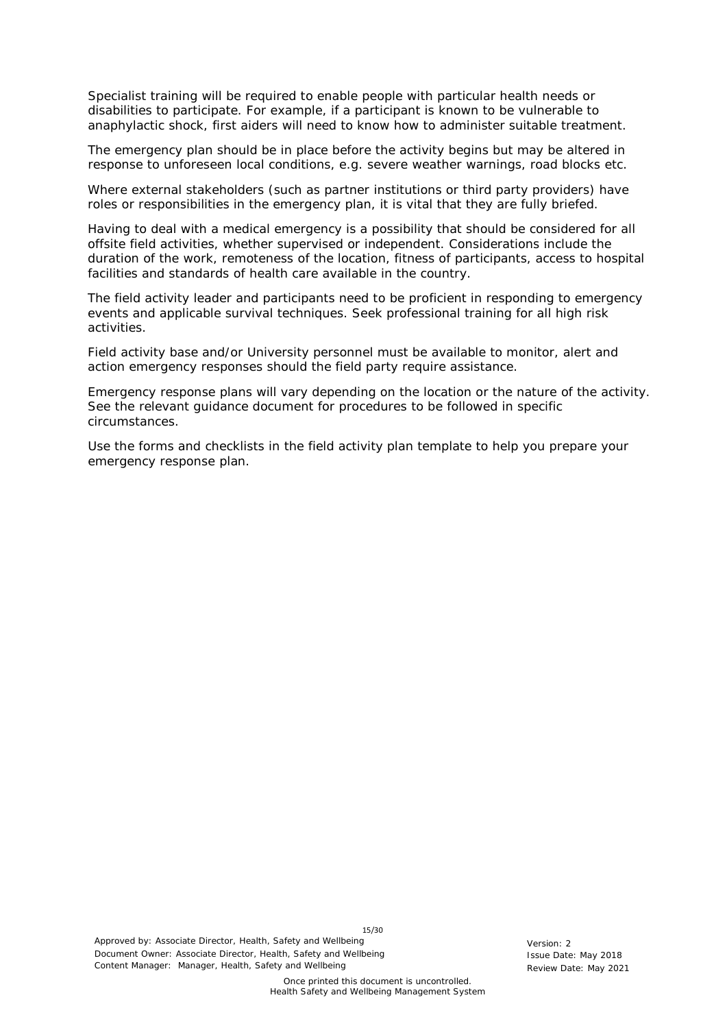Specialist training will be required to enable people with particular health needs or disabilities to participate. For example, if a participant is known to be vulnerable to anaphylactic shock, first aiders will need to know how to administer suitable treatment.

The emergency plan should be in place before the activity begins but may be altered in response to unforeseen local conditions, e.g. severe weather warnings, road blocks etc.

Where external stakeholders (such as partner institutions or third party providers) have roles or responsibilities in the emergency plan, it is vital that they are fully briefed.

Having to deal with a medical emergency is a possibility that should be considered for all offsite field activities, whether supervised or independent. Considerations include the duration of the work, remoteness of the location, fitness of participants, access to hospital facilities and standards of health care available in the country.

The field activity leader and participants need to be proficient in responding to emergency events and applicable survival techniques. Seek professional training for all high risk activities.

Field activity base and/or University personnel must be available to monitor, alert and action emergency responses should the field party require assistance.

Emergency response plans will vary depending on the location or the nature of the activity. See the relevant guidance document for procedures to be followed in specific circumstances.

Use the forms and checklists in the field activity plan template to help you prepare your emergency response plan.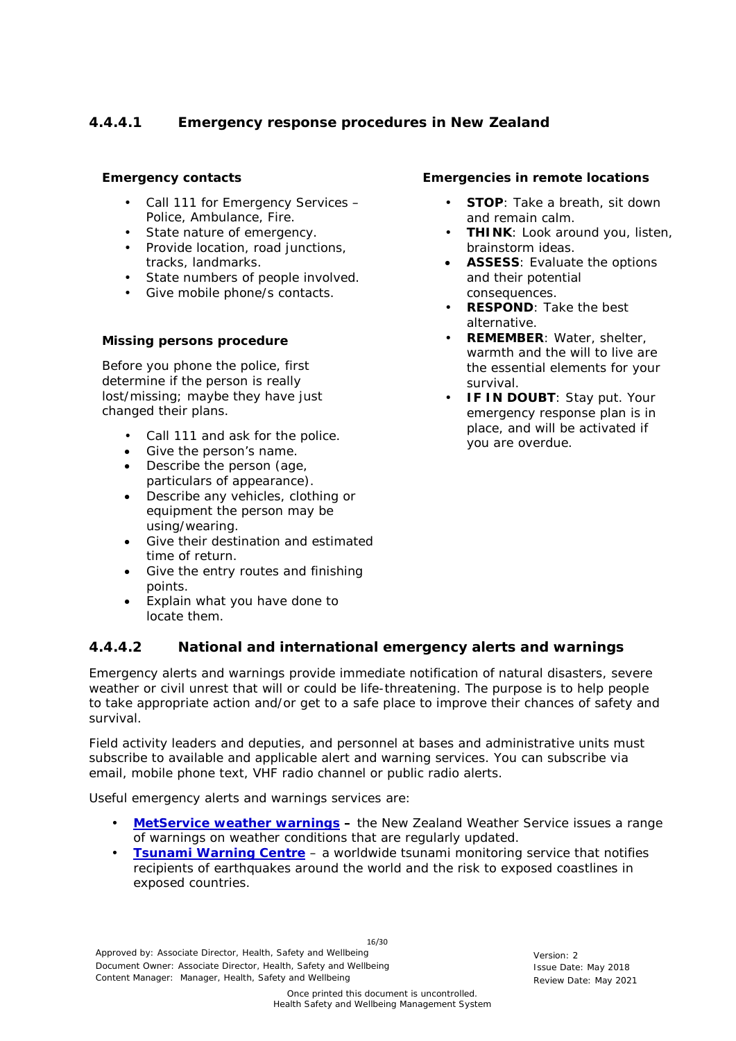### 4.4.4.1 Emergency response procedures in New Zealand

**Emergency contacts**

- Call 111 for Emergency Services – Police, Ambulance, Fire.
- State nature of emergency.
- Provide location, road junctions, tracks, landmarks.
- State numbers of people involved.
- Give mobile phone/s contacts.

**Missing persons procedure**

Before you phone the police, first determine if the person is really lost/missing; maybe they have just changed their plans.

- Call 111 and ask for the police.
- Give the person's name.
- Describe the person (age, particulars of appearance).
- Describe any vehicles, clothing or equipment the person may be using/wearing.
- Give their destination and estimated time of return.
- Give the entry routes and finishing points.
- Explain what you have done to locate them.

**Emergencies in remote locations**

- **STOP**: Take a breath, sit down and remain calm.
- **THINK**: Look around you, listen, brainstorm ideas.
- **ASSESS**: Evaluate the options and their potential consequences.
- **RESPOND**: Take the best alternative.
- **REMEMBER**: Water, shelter, warmth and the will to live are the essential elements for your survival.
- **IF IN DOUBT**: Stay put. Your emergency response plan is in place, and will be activated if you are overdue.

### 4.4.4.2 National and international emergency alerts and warnings

Emergency alerts and warnings provide immediate notification of natural disasters, severe weather or civil unrest that will or could be life-threatening. The purpose is to help people to take appropriate action and/or get to a safe place to improve their chances of safety and survival.

Field activity leaders and deputies, and personnel at bases and administrative units must subscribe to available and applicable alert and warning services. You can subscribe via email, mobile phone text, VHF radio channel or public radio alerts.

Useful emergency alerts and warnings services are:

- **MetService weather warnings –** the New Zealand Weather Service issues a range of warnings on weather conditions that are regularly updated.
- **Tsunami Warning Centre** – a worldwide tsunami monitoring service that notifies recipients of earthquakes around the world and the risk to exposed coastlines in exposed countries.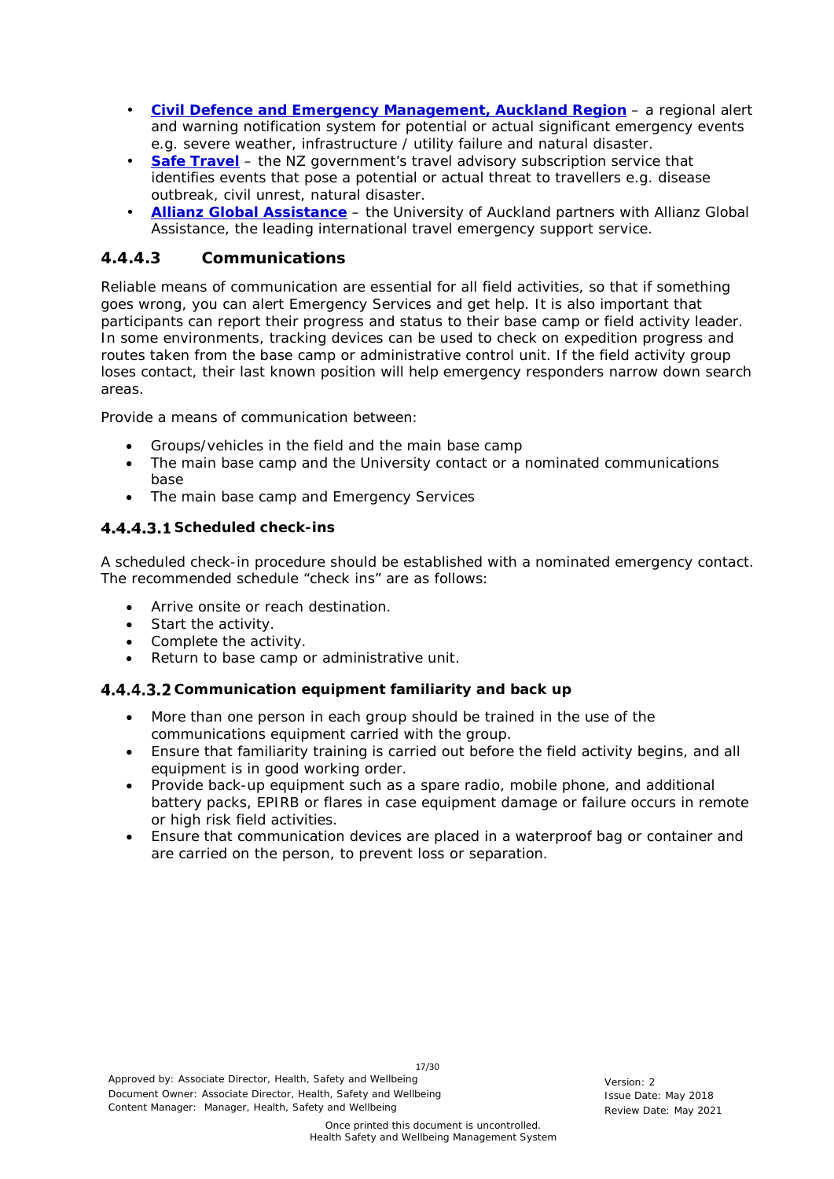- **Civil Defence and Emergency Management, Auckland Region** – a regional alert and warning notification system for potential or actual significant emergency events e.g. severe weather, infrastructure / utility failure and natural disaster.
- **Safe Travel** – the NZ government's travel advisory subscription service that identifies events that pose a potential or actual threat to travellers e.g. disease outbreak, civil unrest, natural disaster.
- **Allianz Global Assistance** – the University of Auckland partners with Allianz Global Assistance, the leading international travel emergency support service.

### 4.4.4.3 Communications

Reliable means of communication are essential for all field activities, so that if something goes wrong, you can alert Emergency Services and get help. It is also important that participants can report their progress and status to their base camp or field activity leader. In some environments, tracking devices can be used to check on expedition progress and routes taken from the base camp or administrative control unit. If the field activity group loses contact, their last known position will help emergency responders narrow down search areas.

Provide a means of communication between:

- Groups/vehicles in the field and the main base camp
- The main base camp and the University contact or a nominated communications base
- The main base camp and Emergency Services

#### 4.4.4.3.1 Scheduled check-ins

A scheduled check-in procedure should be established with a nominated emergency contact. The recommended schedule "check ins" are as follows:

- Arrive onsite or reach destination.
- Start the activity.
- Complete the activity.
- Return to base camp or administrative unit.

#### 4.4.4.3.2 Communication equipment familiarity and back up

- More than one person in each group should be trained in the use of the communications equipment carried with the group.
- Ensure that familiarity training is carried out before the field activity begins, and all equipment is in good working order.
- Provide back-up equipment such as a spare radio, mobile phone, and additional battery packs, EPIRB or flares in case equipment damage or failure occurs in remote or high risk field activities.
- Ensure that communication devices are placed in a waterproof bag or container and are carried on the person, to prevent loss or separation.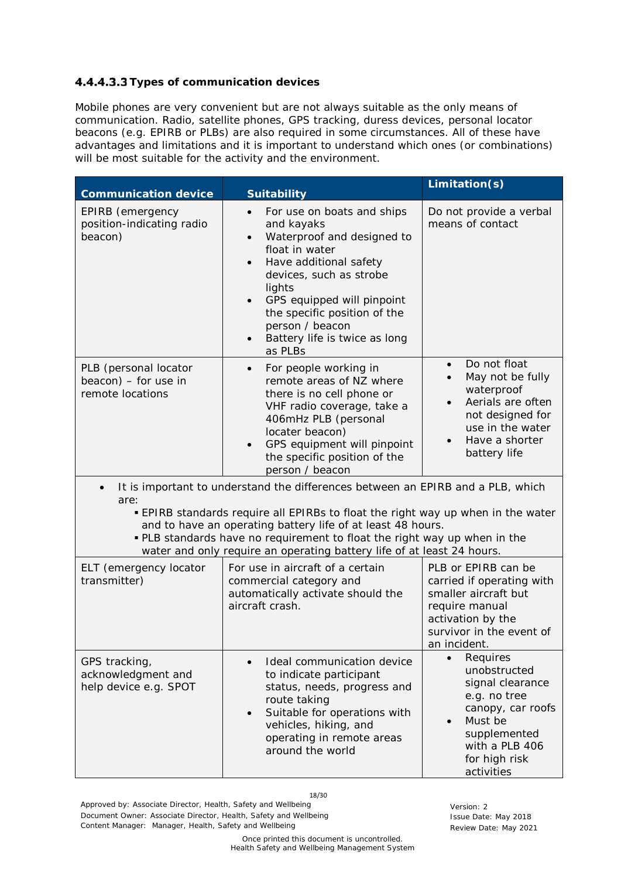#### 4.4.4.3.3 Types of communication devices

Mobile phones are very convenient but are not always suitable as the only means of communication. Radio, satellite phones, GPS tracking, duress devices, personal locator beacons (e.g. EPIRB or PLBs) are also required in some circumstances. All of these have advantages and limitations and it is important to understand which ones (or combinations) will be most suitable for the activity and the environment.

| Communication device | Suitability | Limitation(s) |
|---|---|---|
| EPIRB (emergency position-indicating radio beacon) | • For use on boats and ships and kayaks<br>• Waterproof and designed to float in water<br>• Have additional safety devices, such as strobe lights<br>• GPS equipped will pinpoint the specific position of the person / beacon<br>• Battery life is twice as long as PLBs | Do not provide a verbal means of contact |
| PLB (personal locator beacon) – for use in remote locations | • For people working in remote areas of NZ where there is no cell phone or VHF radio coverage, take a 406mHz PLB (personal locater beacon)<br>• GPS equipment will pinpoint the specific position of the person / beacon | • Do not float<br>• May not be fully waterproof<br>• Aerials are often not designed for use in the water<br>• Have a shorter battery life |
| • It is important to understand the differences between an EPIRB and a PLB, which are:<br>▪ EPIRB standards require all EPIRBs to float the right way up when in the water and to have an operating battery life of at least 48 hours.<br>▪ PLB standards have no requirement to float the right way up when in the water and only require an operating battery life of at least 24 hours. | | |
| ELT (emergency locator transmitter) | For use in aircraft of a certain commercial category and automatically activate should the aircraft crash. | PLB or EPIRB can be carried if operating with smaller aircraft but require manual activation by the survivor in the event of an incident. |
| GPS tracking, acknowledgment and help device e.g. SPOT | • Ideal communication device to indicate participant status, needs, progress and route taking<br>• Suitable for operations with vehicles, hiking, and operating in remote areas around the world | • Requires unobstructed signal clearance e.g. no tree canopy, car roofs<br>• Must be supplemented with a PLB 406 for high risk activities |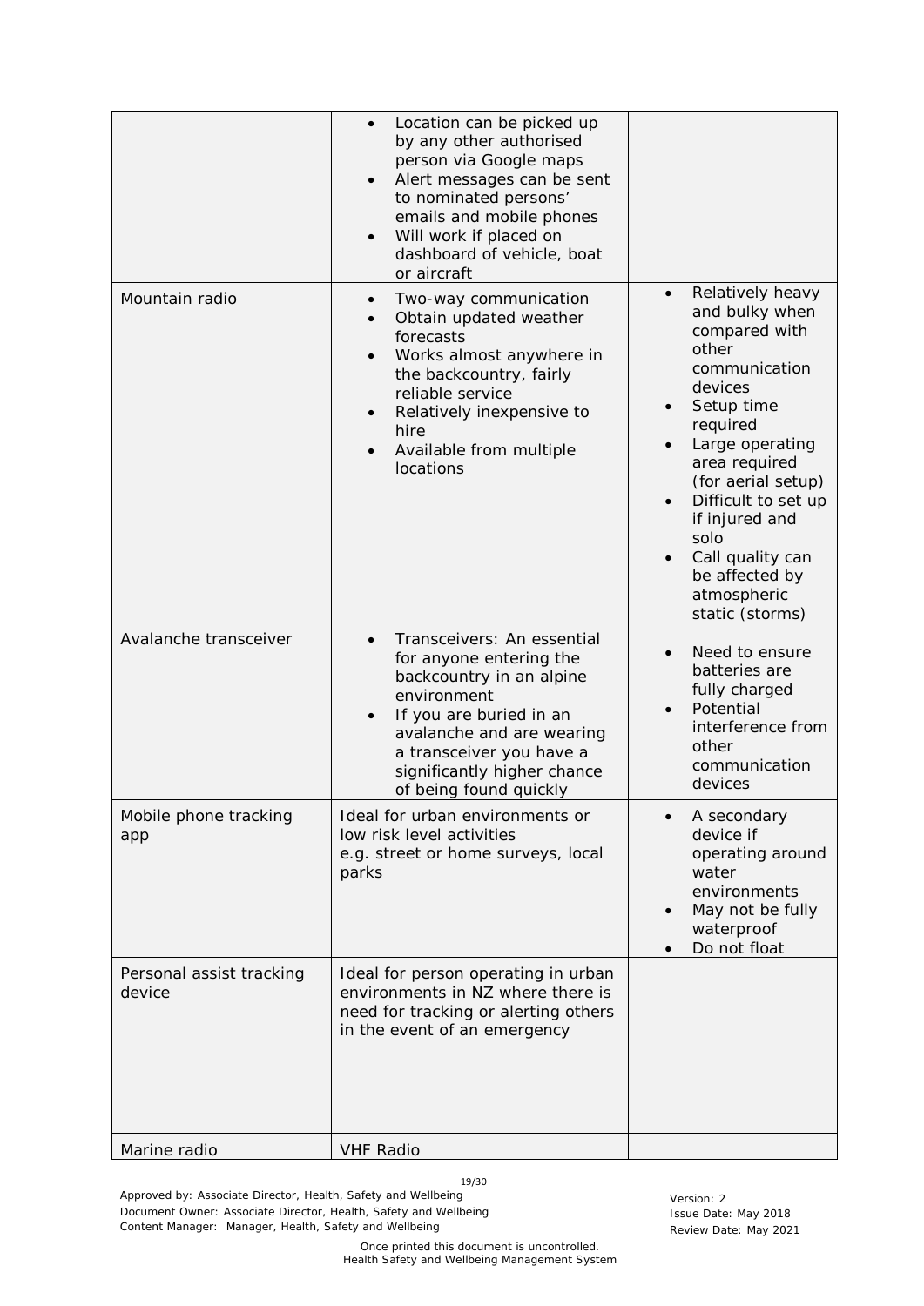| | | |
|---|---|---|
| | • Location can be picked up by any other authorised person via Google maps<br>• Alert messages can be sent to nominated persons' emails and mobile phones<br>• Will work if placed on dashboard of vehicle, boat or aircraft | |
| Mountain radio | • Two-way communication<br>• Obtain updated weather forecasts<br>• Works almost anywhere in the backcountry, fairly reliable service<br>• Relatively inexpensive to hire<br>• Available from multiple locations | • Relatively heavy and bulky when compared with other communication devices<br>• Setup time required<br>• Large operating area required (for aerial setup)<br>• Difficult to set up if injured and solo<br>• Call quality can be affected by atmospheric static (storms) |
| Avalanche transceiver | • Transceivers: An essential for anyone entering the backcountry in an alpine environment<br>• If you are buried in an avalanche and are wearing a transceiver you have a significantly higher chance of being found quickly | • Need to ensure batteries are fully charged<br>• Potential interference from other communication devices |
| Mobile phone tracking app | Ideal for urban environments or low risk level activities e.g. street or home surveys, local parks | • A secondary device if operating around water environments<br>• May not be fully waterproof<br>• Do not float |
| Personal assist tracking device | Ideal for person operating in urban environments in NZ where there is need for tracking or alerting others in the event of an emergency | |
| Marine radio | VHF Radio | |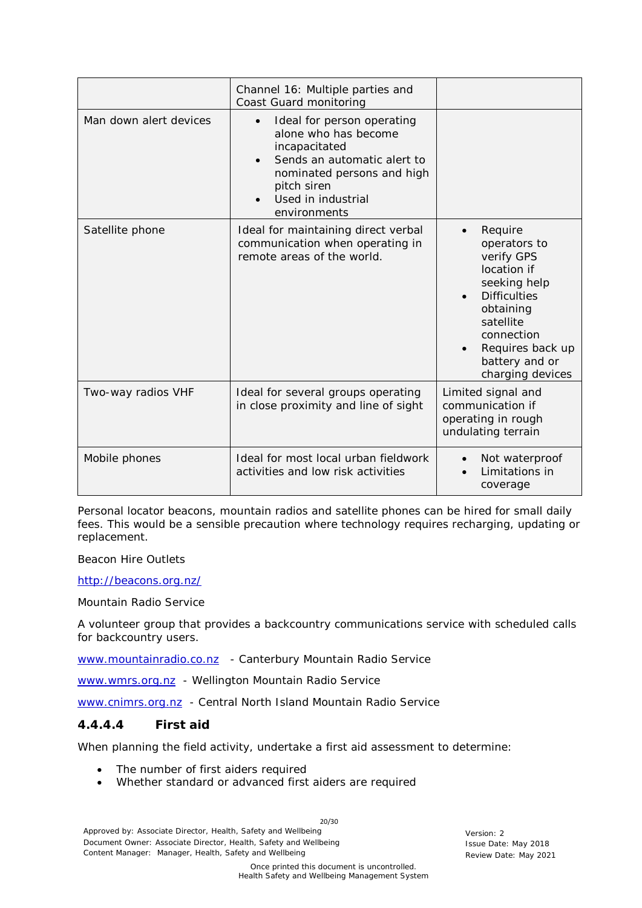| | | |
|---|---|---|
| | Channel 16: Multiple parties and Coast Guard monitoring | |
| Man down alert devices | • Ideal for person operating alone who has become incapacitated<br>• Sends an automatic alert to nominated persons and high pitch siren<br>• Used in industrial environments | |
| Satellite phone | Ideal for maintaining direct verbal communication when operating in remote areas of the world. | • Require operators to verify GPS location if seeking help<br>• Difficulties obtaining satellite connection<br>• Requires back up battery and or charging devices |
| Two-way radios VHF | Ideal for several groups operating in close proximity and line of sight | Limited signal and communication if operating in rough undulating terrain |
| Mobile phones | Ideal for most local urban fieldwork activities and low risk activities | • Not waterproof<br>• Limitations in coverage |

Personal locator beacons, mountain radios and satellite phones can be hired for small daily fees. This would be a sensible precaution where technology requires recharging, updating or replacement.

Beacon Hire Outlets

http://beacons.org.nz/

Mountain Radio Service

A volunteer group that provides a backcountry communications service with scheduled calls for backcountry users.

www.mountainradio.co.nz - Canterbury Mountain Radio Service

www.wmrs.org.nz - Wellington Mountain Radio Service

www.cnimrs.org.nz - Central North Island Mountain Radio Service

#### 4.4.4.4 First aid

When planning the field activity, undertake a first aid assessment to determine:

- The number of first aiders required
- Whether standard or advanced first aiders are required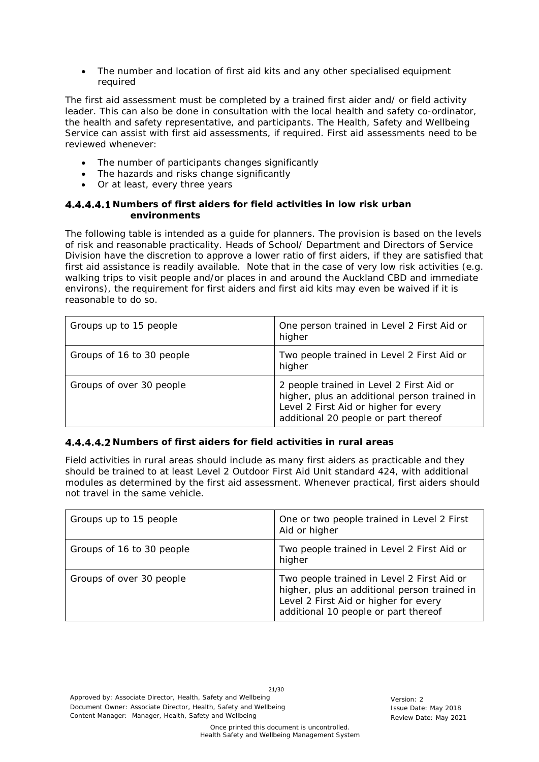- The number and location of first aid kits and any other specialised equipment required

The first aid assessment must be completed by a trained first aider and/ or field activity leader. This can also be done in consultation with the local health and safety co-ordinator, the health and safety representative, and participants. The Health, Safety and Wellbeing Service can assist with first aid assessments, if required. First aid assessments need to be reviewed whenever:

- The number of participants changes significantly
- The hazards and risks change significantly
- Or at least, every three years

#### 4.4.4.4.1 Numbers of first aiders for field activities in low risk urban environments

The following table is intended as a guide for planners. The provision is based on the levels of risk and reasonable practicality. Heads of School/ Department and Directors of Service Division have the discretion to approve a lower ratio of first aiders, if they are satisfied that first aid assistance is readily available. Note that in the case of very low risk activities (e.g. walking trips to visit people and/or places in and around the Auckland CBD and immediate environs), the requirement for first aiders and first aid kits may even be waived if it is reasonable to do so.

| | |
|---|---|
| Groups up to 15 people | One person trained in Level 2 First Aid or higher |
| Groups of 16 to 30 people | Two people trained in Level 2 First Aid or higher |
| Groups of over 30 people | 2 people trained in Level 2 First Aid or higher, plus an additional person trained in Level 2 First Aid or higher for every additional 20 people or part thereof |

#### 4.4.4.4.2 Numbers of first aiders for field activities in rural areas

Field activities in rural areas should include as many first aiders as practicable and they should be trained to at least Level 2 Outdoor First Aid Unit standard 424, with additional modules as determined by the first aid assessment. Whenever practical, first aiders should not travel in the same vehicle.

| | |
|---|---|
| Groups up to 15 people | One or two people trained in Level 2 First Aid or higher |
| Groups of 16 to 30 people | Two people trained in Level 2 First Aid or higher |
| Groups of over 30 people | Two people trained in Level 2 First Aid or higher, plus an additional person trained in Level 2 First Aid or higher for every additional 10 people or part thereof |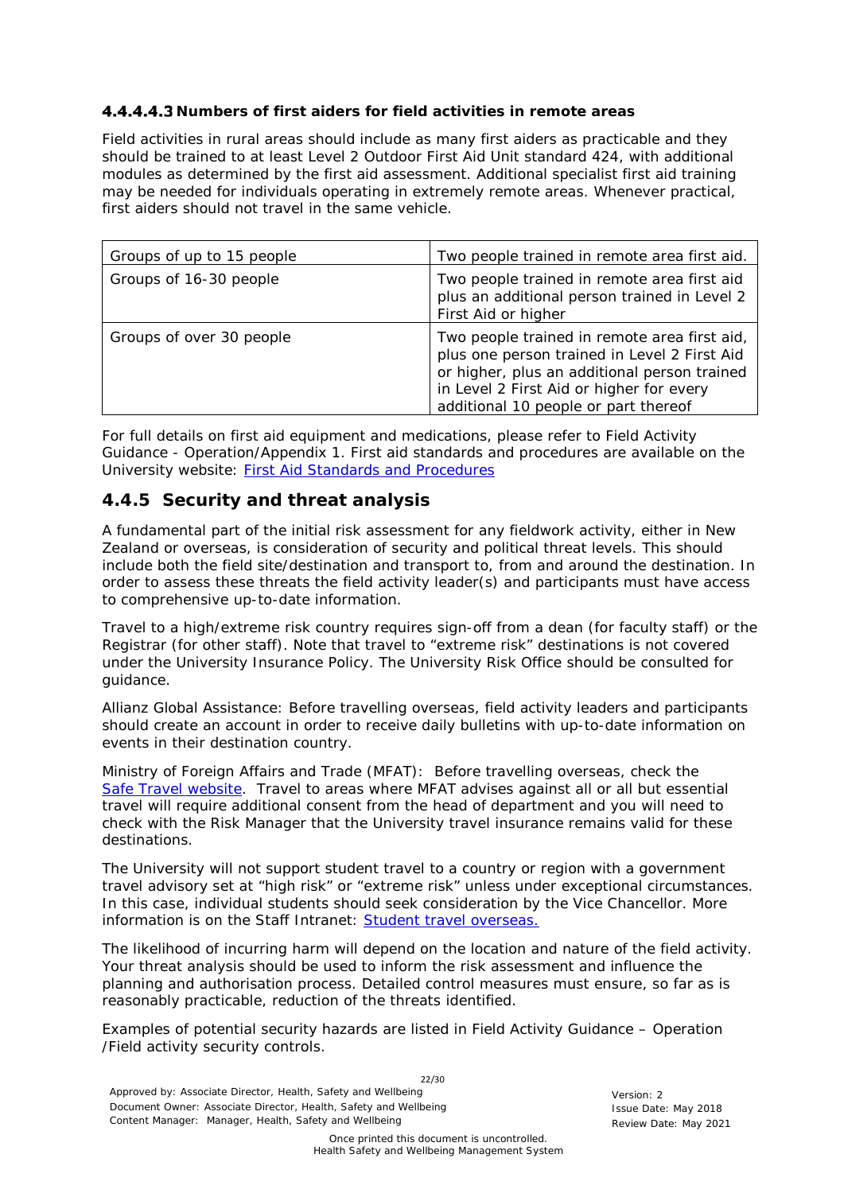#### 4.4.4.4.3 Numbers of first aiders for field activities in remote areas

Field activities in rural areas should include as many first aiders as practicable and they should be trained to at least Level 2 Outdoor First Aid Unit standard 424, with additional modules as determined by the first aid assessment. Additional specialist first aid training may be needed for individuals operating in extremely remote areas. Whenever practical, first aiders should not travel in the same vehicle.

| Groups of up to 15 people | Two people trained in remote area first aid. |
|---|---|
| Groups of 16-30 people | Two people trained in remote area first aid plus an additional person trained in Level 2 First Aid or higher |
| Groups of over 30 people | Two people trained in remote area first aid, plus one person trained in Level 2 First Aid or higher, plus an additional person trained in Level 2 First Aid or higher for every additional 10 people or part thereof |

For full details on first aid equipment and medications, please refer to Field Activity Guidance - Operation/Appendix 1. First aid standards and procedures are available on the University website: [First Aid Standards and Procedures]

## 4.4.5 Security and threat analysis

A fundamental part of the initial risk assessment for any fieldwork activity, either in New Zealand or overseas, is consideration of security and political threat levels. This should include both the field site/destination and transport to, from and around the destination. In order to assess these threats the field activity leader(s) and participants must have access to comprehensive up-to-date information.

Travel to a high/extreme risk country requires sign-off from a dean (for faculty staff) or the Registrar (for other staff). Note that travel to "extreme risk" destinations is not covered under the University Insurance Policy. The University Risk Office should be consulted for guidance.

Allianz Global Assistance: Before travelling overseas, field activity leaders and participants should create an account in order to receive daily bulletins with up-to-date information on events in their destination country.

Ministry of Foreign Affairs and Trade (MFAT): Before travelling overseas, check the [Safe Travel website]. Travel to areas where MFAT advises against all or all but essential travel will require additional consent from the head of department and you will need to check with the Risk Manager that the University travel insurance remains valid for these destinations.

The University will not support student travel to a country or region with a government travel advisory set at "high risk" or "extreme risk" unless under exceptional circumstances. In this case, individual students should seek consideration by the Vice Chancellor. More information is on the Staff Intranet: [Student travel overseas.]

The likelihood of incurring harm will depend on the location and nature of the field activity. Your threat analysis should be used to inform the risk assessment and influence the planning and authorisation process. Detailed control measures must ensure, so far as is reasonably practicable, reduction of the threats identified.

Examples of potential security hazards are listed in Field Activity Guidance – Operation /Field activity security controls.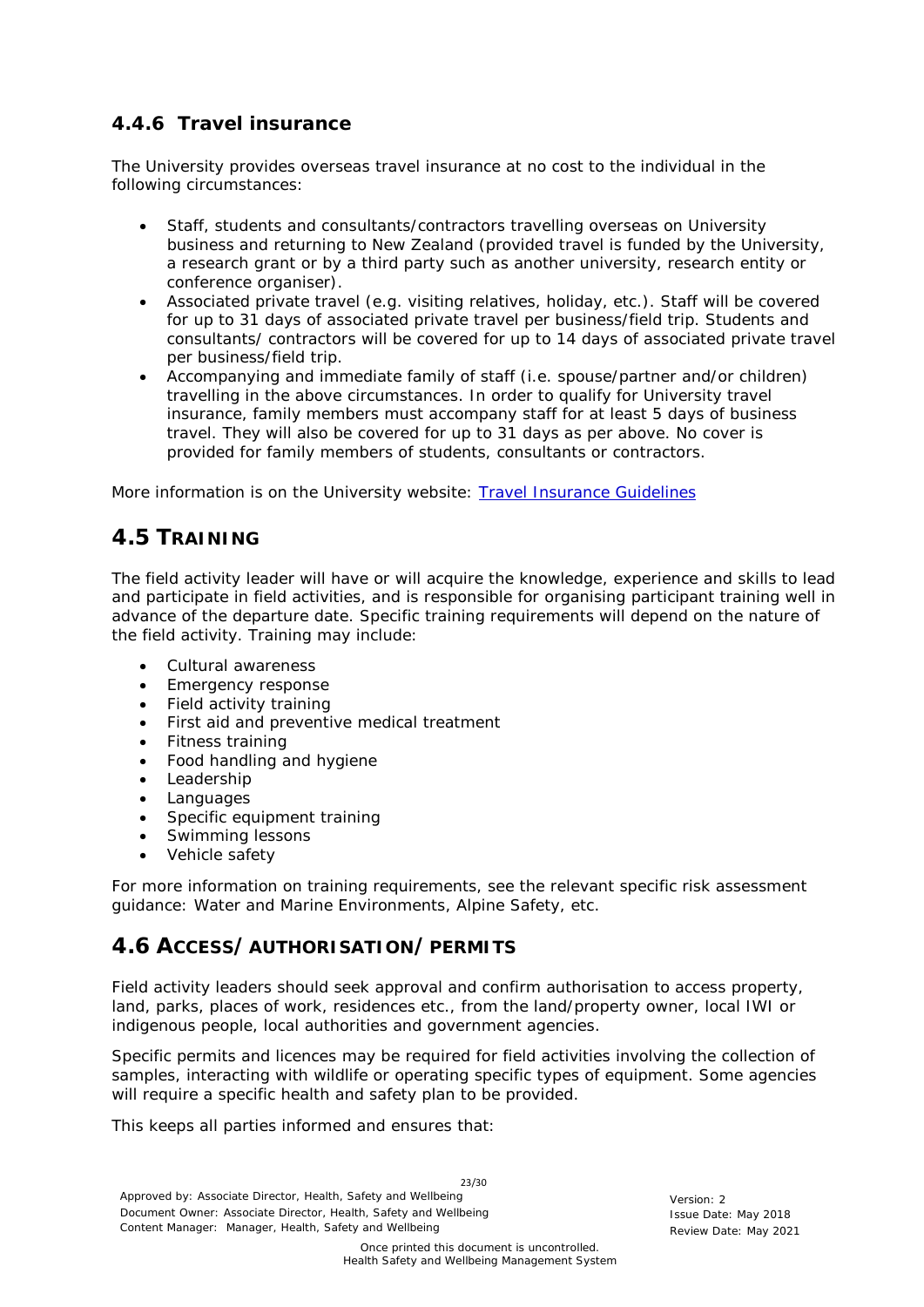### 4.4.6 Travel insurance

The University provides overseas travel insurance at no cost to the individual in the following circumstances:

- Staff, students and consultants/contractors travelling overseas on University business and returning to New Zealand (provided travel is funded by the University, a research grant or by a third party such as another university, research entity or conference organiser).
- Associated private travel (e.g. visiting relatives, holiday, etc.). Staff will be covered for up to 31 days of associated private travel per business/field trip. Students and consultants/ contractors will be covered for up to 14 days of associated private travel per business/field trip.
- Accompanying and immediate family of staff (i.e. spouse/partner and/or children) travelling in the above circumstances. In order to qualify for University travel insurance, family members must accompany staff for at least 5 days of business travel. They will also be covered for up to 31 days as per above. No cover is provided for family members of students, consultants or contractors.

More information is on the University website: [Travel Insurance Guidelines]

## 4.5 TRAINING

The field activity leader will have or will acquire the knowledge, experience and skills to lead and participate in field activities, and is responsible for organising participant training well in advance of the departure date. Specific training requirements will depend on the nature of the field activity. Training may include:

- Cultural awareness
- Emergency response
- Field activity training
- First aid and preventive medical treatment
- Fitness training
- Food handling and hygiene
- Leadership
- Languages
- Specific equipment training
- Swimming lessons
- Vehicle safety

For more information on training requirements, see the relevant specific risk assessment guidance: Water and Marine Environments, Alpine Safety, etc.

## 4.6 ACCESS/AUTHORISATION/PERMITS

Field activity leaders should seek approval and confirm authorisation to access property, land, parks, places of work, residences etc., from the land/property owner, local IWI or indigenous people, local authorities and government agencies.

Specific permits and licences may be required for field activities involving the collection of samples, interacting with wildlife or operating specific types of equipment. Some agencies will require a specific health and safety plan to be provided.

This keeps all parties informed and ensures that: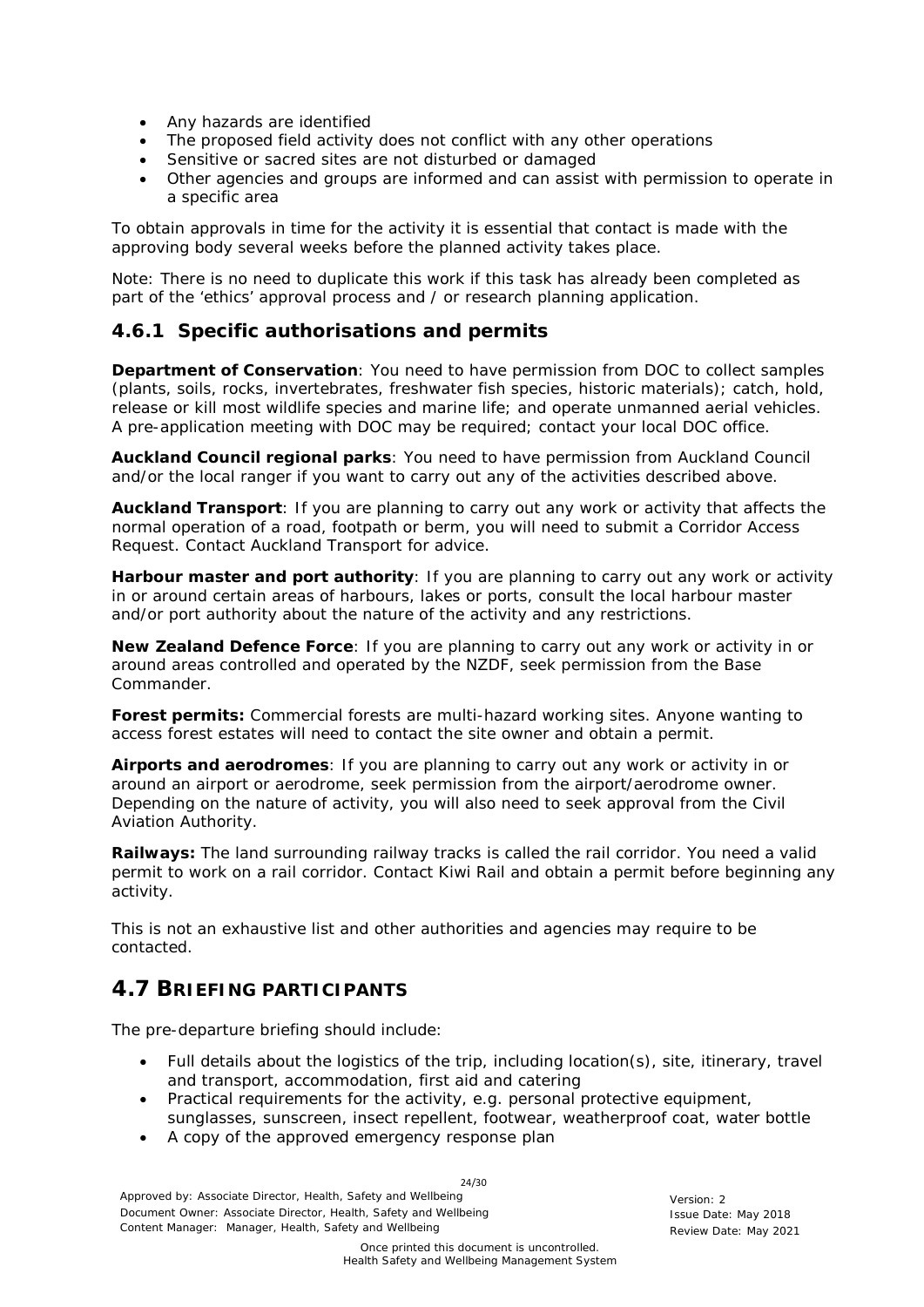- Any hazards are identified
- The proposed field activity does not conflict with any other operations
- Sensitive or sacred sites are not disturbed or damaged
- Other agencies and groups are informed and can assist with permission to operate in a specific area

To obtain approvals in time for the activity it is essential that contact is made with the approving body several weeks before the planned activity takes place.

Note: There is no need to duplicate this work if this task has already been completed as part of the 'ethics' approval process and / or research planning application.

### 4.6.1 Specific authorisations and permits

**Department of Conservation**: You need to have permission from DOC to collect samples (plants, soils, rocks, invertebrates, freshwater fish species, historic materials); catch, hold, release or kill most wildlife species and marine life; and operate unmanned aerial vehicles. A pre-application meeting with DOC may be required; contact your local DOC office.

**Auckland Council regional parks**: You need to have permission from Auckland Council and/or the local ranger if you want to carry out any of the activities described above.

**Auckland Transport**: If you are planning to carry out any work or activity that affects the normal operation of a road, footpath or berm, you will need to submit a Corridor Access Request. Contact Auckland Transport for advice.

**Harbour master and port authority**: If you are planning to carry out any work or activity in or around certain areas of harbours, lakes or ports, consult the local harbour master and/or port authority about the nature of the activity and any restrictions.

**New Zealand Defence Force**: If you are planning to carry out any work or activity in or around areas controlled and operated by the NZDF, seek permission from the Base Commander.

**Forest permits:** Commercial forests are multi-hazard working sites. Anyone wanting to access forest estates will need to contact the site owner and obtain a permit.

**Airports and aerodromes**: If you are planning to carry out any work or activity in or around an airport or aerodrome, seek permission from the airport/aerodrome owner. Depending on the nature of activity, you will also need to seek approval from the Civil Aviation Authority.

**Railways:** The land surrounding railway tracks is called the rail corridor. You need a valid permit to work on a rail corridor. Contact Kiwi Rail and obtain a permit before beginning any activity.

This is not an exhaustive list and other authorities and agencies may require to be contacted.

## 4.7 BRIEFING PARTICIPANTS

The pre-departure briefing should include:

- Full details about the logistics of the trip, including location(s), site, itinerary, travel and transport, accommodation, first aid and catering
- Practical requirements for the activity, e.g. personal protective equipment, sunglasses, sunscreen, insect repellent, footwear, weatherproof coat, water bottle
- A copy of the approved emergency response plan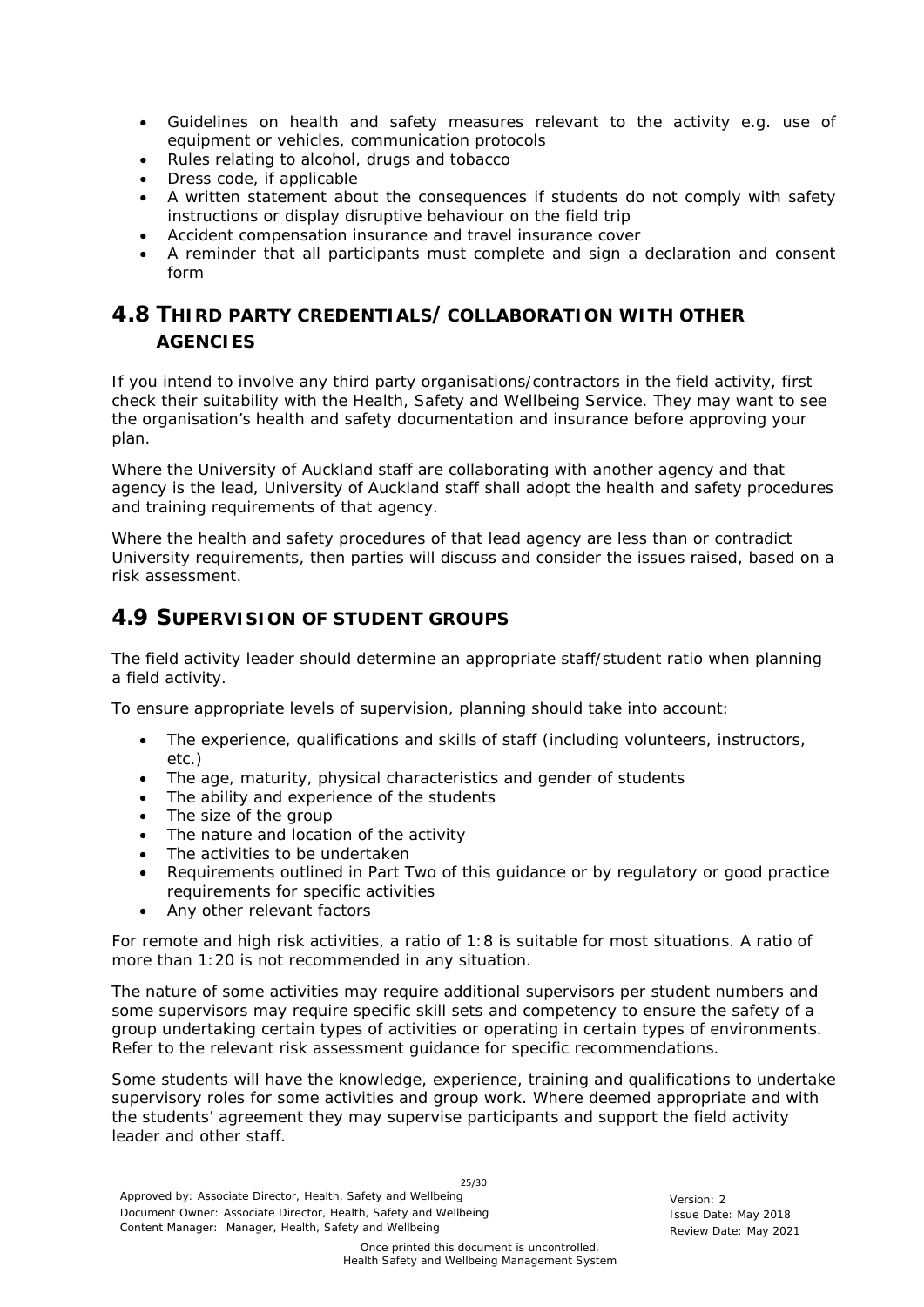- Guidelines on health and safety measures relevant to the activity e.g. use of equipment or vehicles, communication protocols
- Rules relating to alcohol, drugs and tobacco
- Dress code, if applicable
- A written statement about the consequences if students do not comply with safety instructions or display disruptive behaviour on the field trip
- Accident compensation insurance and travel insurance cover
- A reminder that all participants must complete and sign a declaration and consent form

## 4.8 THIRD PARTY CREDENTIALS/ COLLABORATION WITH OTHER AGENCIES

If you intend to involve any third party organisations/contractors in the field activity, first check their suitability with the Health, Safety and Wellbeing Service. They may want to see the organisation's health and safety documentation and insurance before approving your plan.

Where the University of Auckland staff are collaborating with another agency and that agency is the lead, University of Auckland staff shall adopt the health and safety procedures and training requirements of that agency.

Where the health and safety procedures of that lead agency are less than or contradict University requirements, then parties will discuss and consider the issues raised, based on a risk assessment.

## 4.9 SUPERVISION OF STUDENT GROUPS

The field activity leader should determine an appropriate staff/student ratio when planning a field activity.

To ensure appropriate levels of supervision, planning should take into account:

- The experience, qualifications and skills of staff (including volunteers, instructors, etc.)
- The age, maturity, physical characteristics and gender of students
- The ability and experience of the students
- The size of the group
- The nature and location of the activity
- The activities to be undertaken
- Requirements outlined in Part Two of this guidance or by regulatory or good practice requirements for specific activities
- Any other relevant factors

For remote and high risk activities, a ratio of 1:8 is suitable for most situations. A ratio of more than 1:20 is not recommended in any situation.

The nature of some activities may require additional supervisors per student numbers and some supervisors may require specific skill sets and competency to ensure the safety of a group undertaking certain types of activities or operating in certain types of environments. Refer to the relevant risk assessment guidance for specific recommendations.

Some students will have the knowledge, experience, training and qualifications to undertake supervisory roles for some activities and group work. Where deemed appropriate and with the students' agreement they may supervise participants and support the field activity leader and other staff.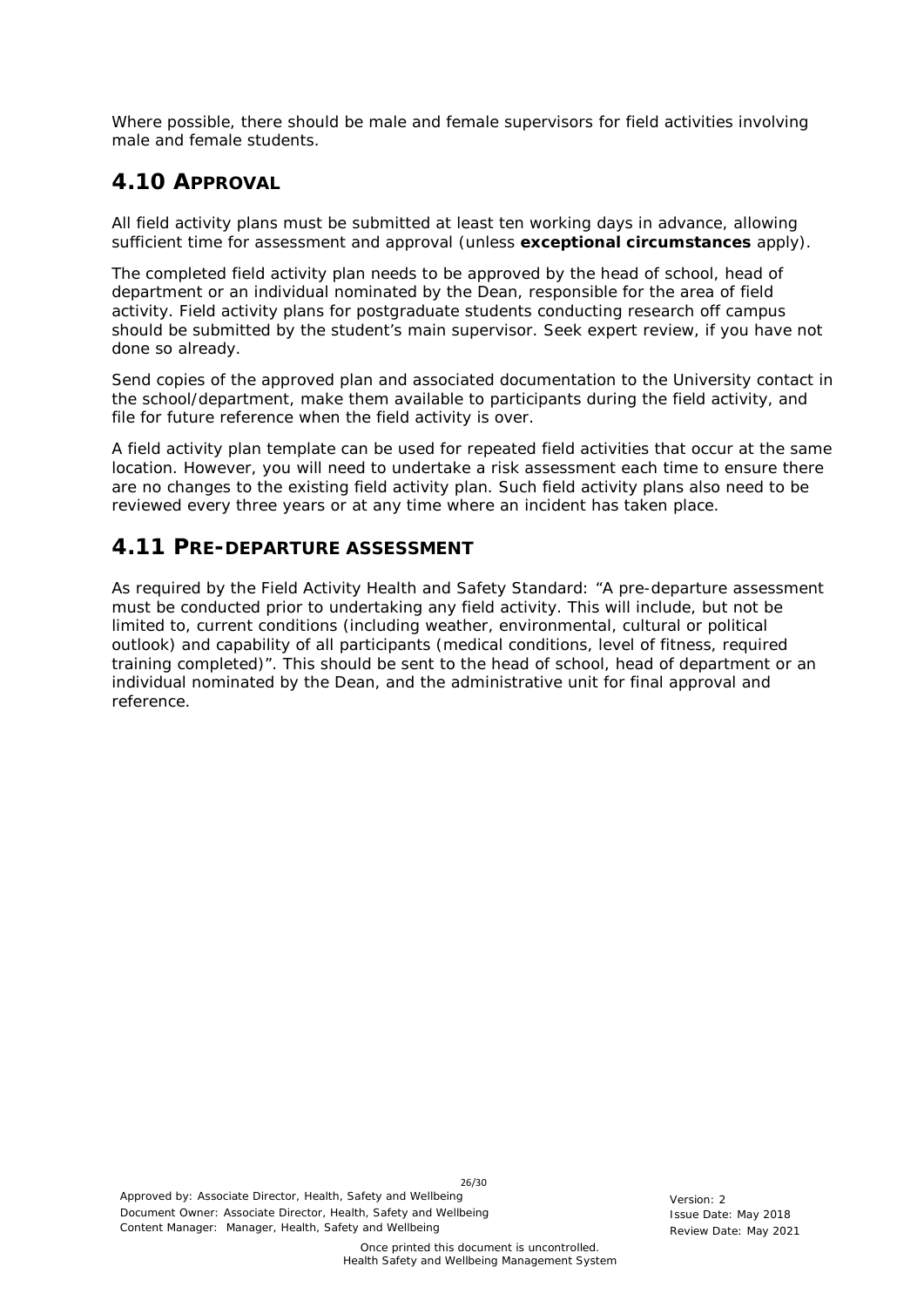Where possible, there should be male and female supervisors for field activities involving male and female students.

## 4.10 APPROVAL

All field activity plans must be submitted at least ten working days in advance, allowing sufficient time for assessment and approval (unless **exceptional circumstances** apply).

The completed field activity plan needs to be approved by the head of school, head of department or an individual nominated by the Dean, responsible for the area of field activity. Field activity plans for postgraduate students conducting research off campus should be submitted by the student's main supervisor. Seek expert review, if you have not done so already.

Send copies of the approved plan and associated documentation to the University contact in the school/department, make them available to participants during the field activity, and file for future reference when the field activity is over.

A field activity plan template can be used for repeated field activities that occur at the same location. However, you will need to undertake a risk assessment each time to ensure there are no changes to the existing field activity plan. Such field activity plans also need to be reviewed every three years or at any time where an incident has taken place.

## 4.11 PRE-DEPARTURE ASSESSMENT

As required by the Field Activity Health and Safety Standard: "A pre-departure assessment must be conducted prior to undertaking any field activity. This will include, but not be limited to, current conditions (including weather, environmental, cultural or political outlook) and capability of all participants (medical conditions, level of fitness, required training completed)". This should be sent to the head of school, head of department or an individual nominated by the Dean, and the administrative unit for final approval and reference.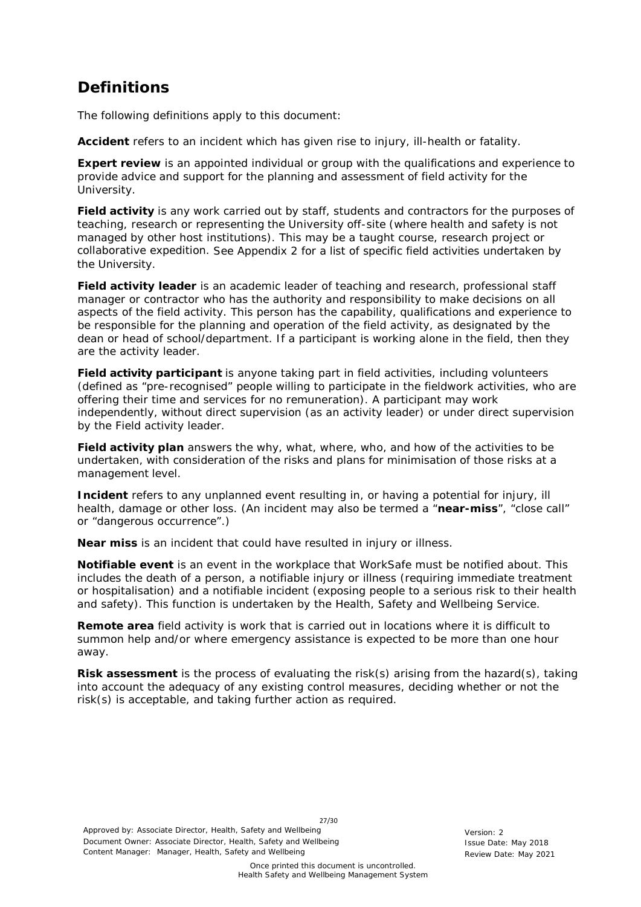## Definitions

The following definitions apply to this document:

**Accident** refers to an incident which has given rise to injury, ill-health or fatality.

**Expert review** is an appointed individual or group with the qualifications and experience to provide advice and support for the planning and assessment of field activity for the University.

**Field activity** is any work carried out by staff, students and contractors for the purposes of teaching, research or representing the University off-site (where health and safety is not managed by other host institutions). This may be a taught course, research project or collaborative expedition. See Appendix 2 for a list of specific field activities undertaken by the University.

**Field activity leader** is an academic leader of teaching and research, professional staff manager or contractor who has the authority and responsibility to make decisions on all aspects of the field activity. This person has the capability, qualifications and experience to be responsible for the planning and operation of the field activity, as designated by the dean or head of school/department. If a participant is working alone in the field, then they are the activity leader.

**Field activity participant** is anyone taking part in field activities, including volunteers (defined as "pre-recognised" people willing to participate in the fieldwork activities, who are offering their time and services for no remuneration). A participant may work independently, without direct supervision (as an activity leader) or under direct supervision by the Field activity leader.

**Field activity plan** answers the why, what, where, who, and how of the activities to be undertaken, with consideration of the risks and plans for minimisation of those risks at a management level.

**Incident** refers to any unplanned event resulting in, or having a potential for injury, ill health, damage or other loss. (An incident may also be termed a "**near-miss**", "close call" or "dangerous occurrence".)

**Near miss** is an incident that could have resulted in injury or illness.

**Notifiable event** is an event in the workplace that WorkSafe must be notified about. This includes the death of a person, a notifiable injury or illness (requiring immediate treatment or hospitalisation) and a notifiable incident (exposing people to a serious risk to their health and safety). This function is undertaken by the Health, Safety and Wellbeing Service.

**Remote area** field activity is work that is carried out in locations where it is difficult to summon help and/or where emergency assistance is expected to be more than one hour away.

**Risk assessment** is the process of evaluating the risk(s) arising from the hazard(s), taking into account the adequacy of any existing control measures, deciding whether or not the risk(s) is acceptable, and taking further action as required.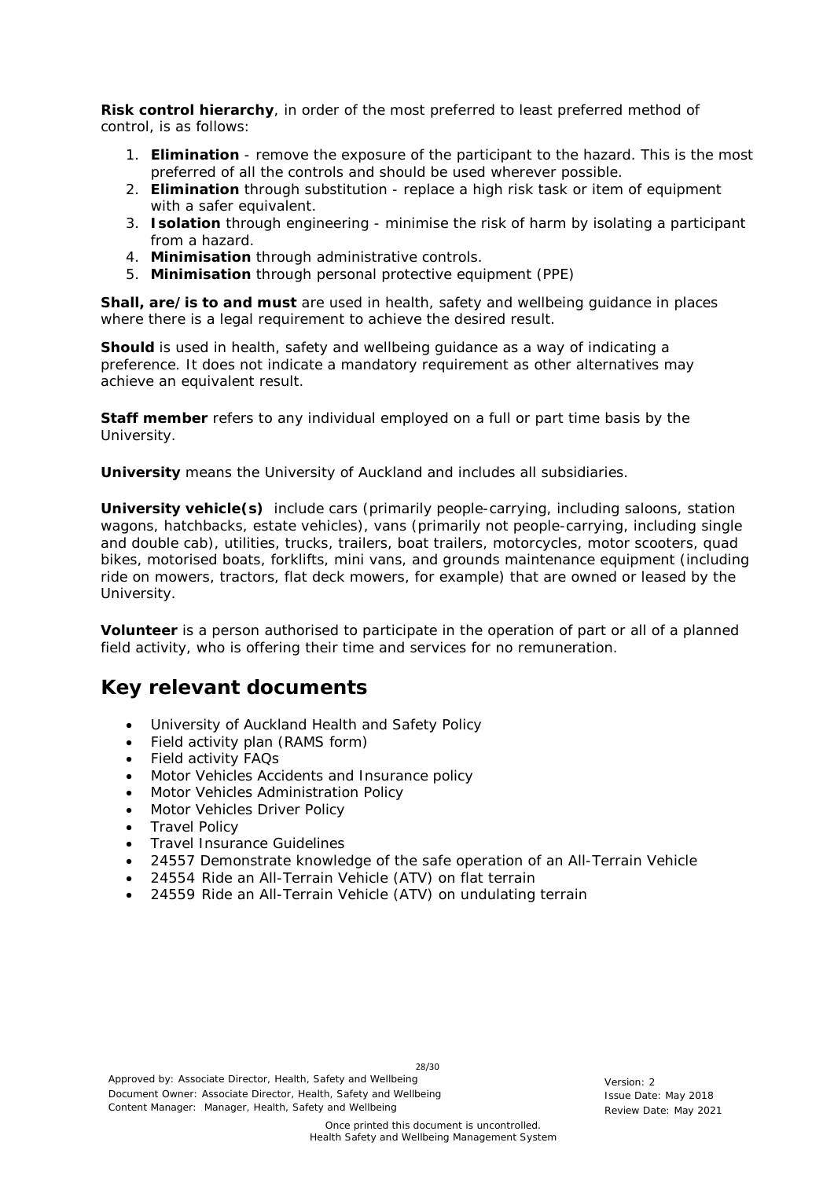**Risk control hierarchy**, in order of the most preferred to least preferred method of control, is as follows:

1. **Elimination** - remove the exposure of the participant to the hazard. This is the most preferred of all the controls and should be used wherever possible.
2. **Elimination** through substitution - replace a high risk task or item of equipment with a safer equivalent.
3. **Isolation** through engineering - minimise the risk of harm by isolating a participant from a hazard.
4. **Minimisation** through administrative controls.
5. **Minimisation** through personal protective equipment (PPE)

**Shall, are/is to and must** are used in health, safety and wellbeing guidance in places where there is a legal requirement to achieve the desired result.

**Should** is used in health, safety and wellbeing guidance as a way of indicating a preference. It does not indicate a mandatory requirement as other alternatives may achieve an equivalent result.

**Staff member** refers to any individual employed on a full or part time basis by the University.

**University** means the University of Auckland and includes all subsidiaries.

**University vehicle(s)** include cars (primarily people-carrying, including saloons, station wagons, hatchbacks, estate vehicles), vans (primarily not people-carrying, including single and double cab), utilities, trucks, trailers, boat trailers, motorcycles, motor scooters, quad bikes, motorised boats, forklifts, mini vans, and grounds maintenance equipment (including ride on mowers, tractors, flat deck mowers, for example) that are owned or leased by the University.

**Volunteer** is a person authorised to participate in the operation of part or all of a planned field activity, who is offering their time and services for no remuneration.

## Key relevant documents

- University of Auckland Health and Safety Policy
- Field activity plan (RAMS form)
- Field activity FAQs
- Motor Vehicles Accidents and Insurance policy
- Motor Vehicles Administration Policy
- Motor Vehicles Driver Policy
- Travel Policy
- Travel Insurance Guidelines
- 24557 Demonstrate knowledge of the safe operation of an All-Terrain Vehicle
- 24554 Ride an All-Terrain Vehicle (ATV) on flat terrain
- 24559 Ride an All-Terrain Vehicle (ATV) on undulating terrain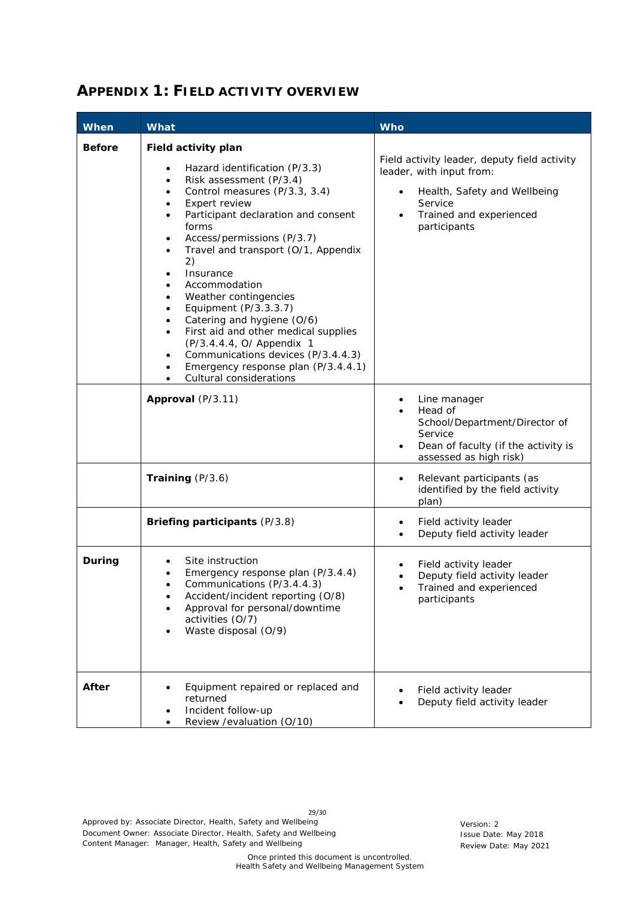## APPENDIX 1: FIELD ACTIVITY OVERVIEW

| When | What | Who |
|---|---|---|
| **Before** | **Field activity plan**<br>• Hazard identification (P/3.3)<br>• Risk assessment (P/3.4)<br>• Control measures (P/3.3, 3.4)<br>• Expert review<br>• Participant declaration and consent forms<br>• Access/permissions (P/3.7)<br>• Travel and transport (O/1, Appendix 2)<br>• Insurance<br>• Accommodation<br>• Weather contingencies<br>• Equipment (P/3.3.3.7)<br>• Catering and hygiene (O/6)<br>• First aid and other medical supplies (P/3.4.4.4, O/ Appendix 1<br>• Communications devices (P/3.4.4.3)<br>• Emergency response plan (P/3.4.4.1)<br>• Cultural considerations | Field activity leader, deputy field activity leader, with input from:<br>• Health, Safety and Wellbeing Service<br>• Trained and experienced participants |
| | **Approval** (P/3.11) | • Line manager<br>• Head of School/Department/Director of Service<br>• Dean of faculty (if the activity is assessed as high risk) |
| | **Training** (P/3.6) | • Relevant participants (as identified by the field activity plan) |
| | **Briefing participants** (P/3.8) | • Field activity leader<br>• Deputy field activity leader |
| **During** | • Site instruction<br>• Emergency response plan (P/3.4.4)<br>• Communications (P/3.4.4.3)<br>• Accident/incident reporting (O/8)<br>• Approval for personal/downtime activities (O/7)<br>• Waste disposal (O/9) | • Field activity leader<br>• Deputy field activity leader<br>• Trained and experienced participants |
| **After** | • Equipment repaired or replaced and returned<br>• Incident follow-up<br>• Review /evaluation (O/10) | • Field activity leader<br>• Deputy field activity leader |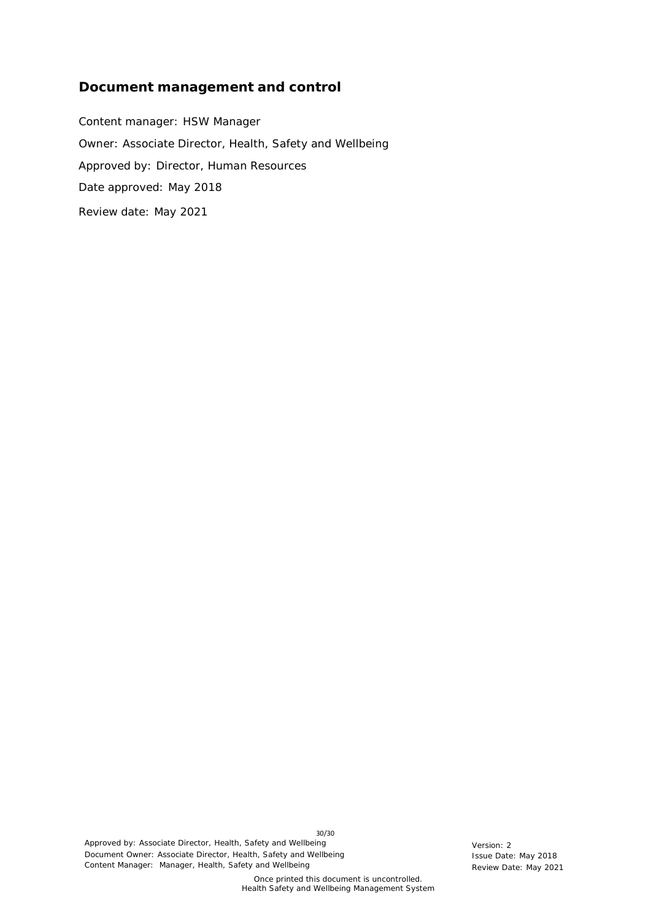## Document management and control

Content manager: HSW Manager

Owner: Associate Director, Health, Safety and Wellbeing

Approved by: Director, Human Resources

Date approved: May 2018

Review date: May 2021